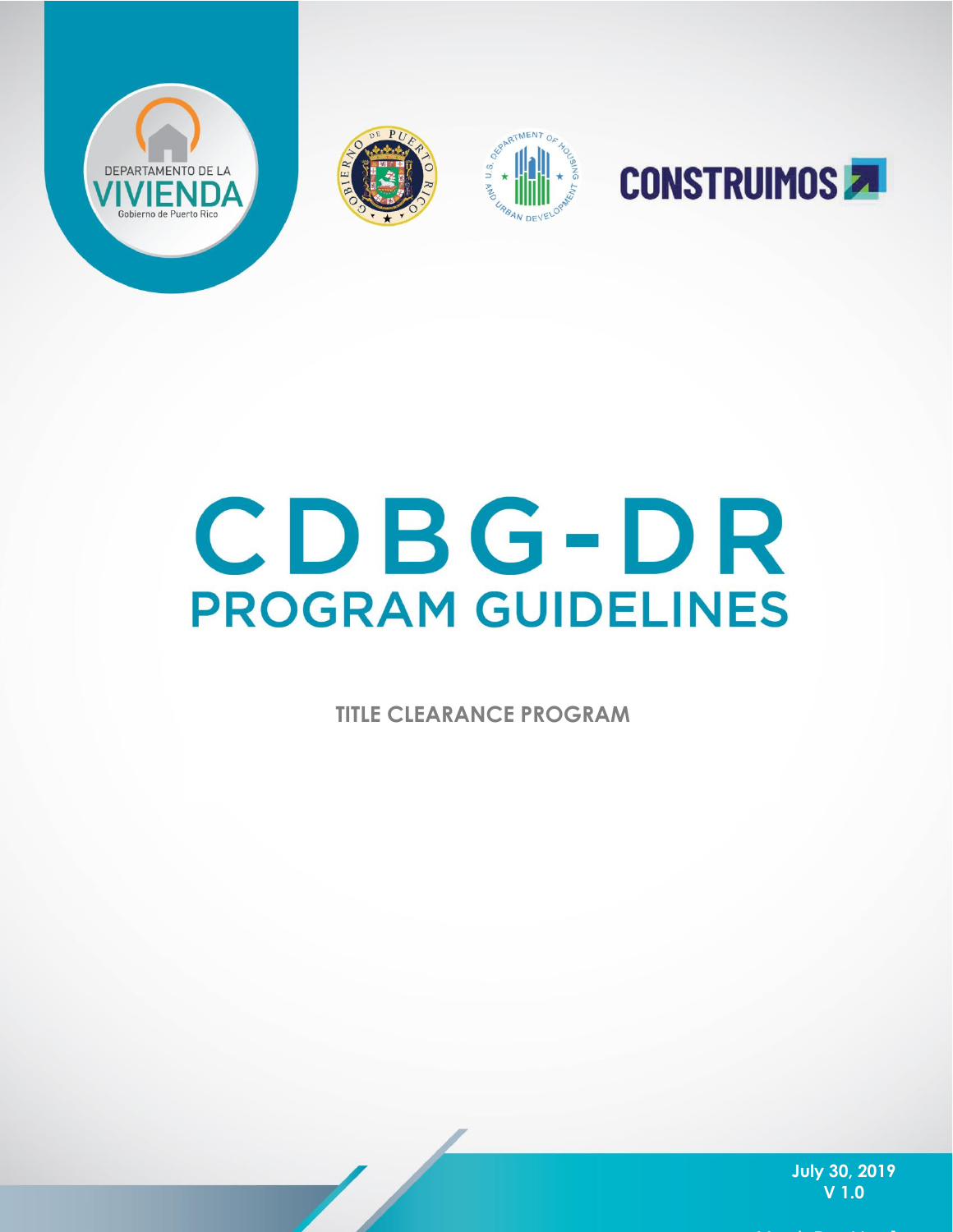DEPARTAMENTO DE LA

VIVIENDA

Gobierno de Puerto Rico

CONSTRUIMOS

# CDBG-DR

# PROGRAM GUIDELINES

**TITLE CLEARANCE PROGRAM**

**July 30, 2019**
**V 1.0**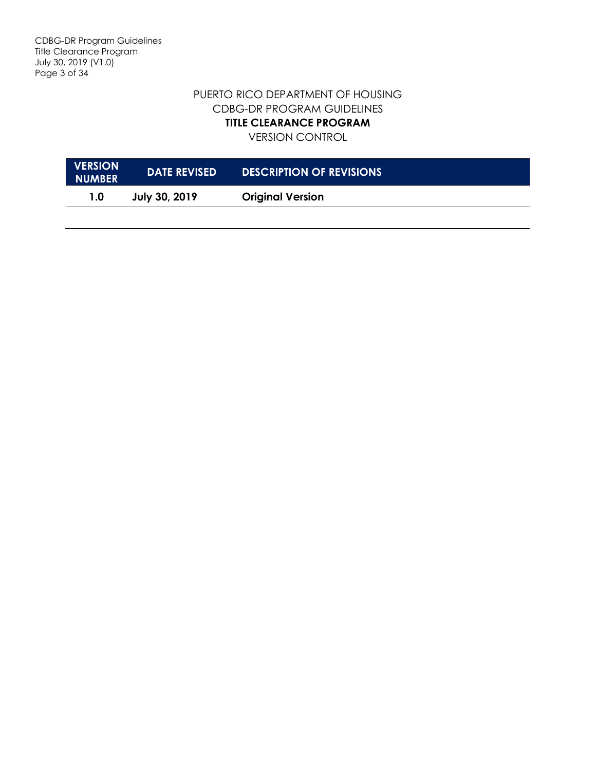PUERTO RICO DEPARTMENT OF HOUSING
CDBG-DR PROGRAM GUIDELINES
**TITLE CLEARANCE PROGRAM**
VERSION CONTROL

| VERSION NUMBER | DATE REVISED | DESCRIPTION OF REVISIONS |
|---|---|---|
| **1.0** | **July 30, 2019** | **Original Version** |
| | | |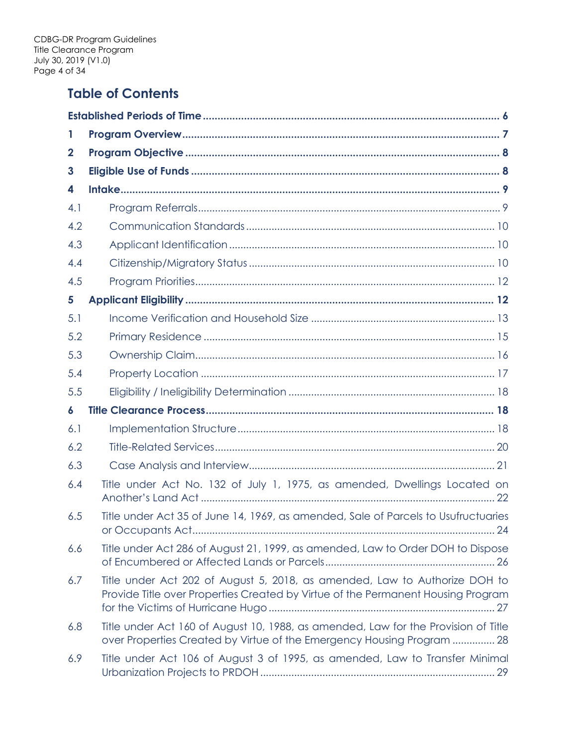## Table of Contents

**Established Periods of Time** ..... 6

**1 Program Overview** ..... 7

**2 Program Objective** ..... 8

**3 Eligible Use of Funds** ..... 8

**4 Intake** ..... 9

4.1 Program Referrals ..... 9

4.2 Communication Standards ..... 10

4.3 Applicant Identification ..... 10

4.4 Citizenship/Migratory Status ..... 10

4.5 Program Priorities ..... 12

**5 Applicant Eligibility** ..... 12

5.1 Income Verification and Household Size ..... 13

5.2 Primary Residence ..... 15

5.3 Ownership Claim ..... 16

5.4 Property Location ..... 17

5.5 Eligibility / Ineligibility Determination ..... 18

**6 Title Clearance Process** ..... 18

6.1 Implementation Structure ..... 18

6.2 Title-Related Services ..... 20

6.3 Case Analysis and Interview ..... 21

6.4 Title under Act No. 132 of July 1, 1975, as amended, Dwellings Located on Another's Land Act ..... 22

6.5 Title under Act 35 of June 14, 1969, as amended, Sale of Parcels to Usufructuaries or Occupants Act ..... 24

6.6 Title under Act 286 of August 21, 1999, as amended, Law to Order DOH to Dispose of Encumbered or Affected Lands or Parcels ..... 26

6.7 Title under Act 202 of August 5, 2018, as amended, Law to Authorize DOH to Provide Title over Properties Created by Virtue of the Permanent Housing Program for the Victims of Hurricane Hugo ..... 27

6.8 Title under Act 160 of August 10, 1988, as amended, Law for the Provision of Title over Properties Created by Virtue of the Emergency Housing Program ..... 28

6.9 Title under Act 106 of August 3 of 1995, as amended, Law to Transfer Minimal Urbanization Projects to PRDOH ..... 29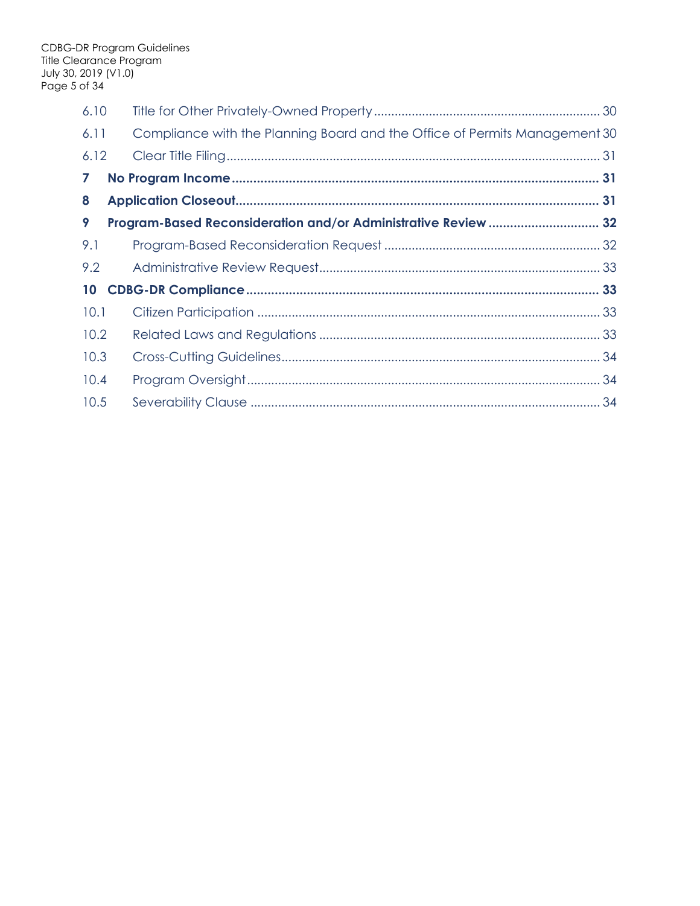| | | |
|---|---|---|
| 6.10 | Title for Other Privately-Owned Property | 30 |
| 6.11 | Compliance with the Planning Board and the Office of Permits Management | 30 |
| 6.12 | Clear Title Filing | 31 |
| **7** | **No Program Income** | **31** |
| **8** | **Application Closeout** | **31** |
| **9** | **Program-Based Reconsideration and/or Administrative Review** | **32** |
| 9.1 | Program-Based Reconsideration Request | 32 |
| 9.2 | Administrative Review Request | 33 |
| **10** | **CDBG-DR Compliance** | **33** |
| 10.1 | Citizen Participation | 33 |
| 10.2 | Related Laws and Regulations | 33 |
| 10.3 | Cross-Cutting Guidelines | 34 |
| 10.4 | Program Oversight | 34 |
| 10.5 | Severability Clause | 34 |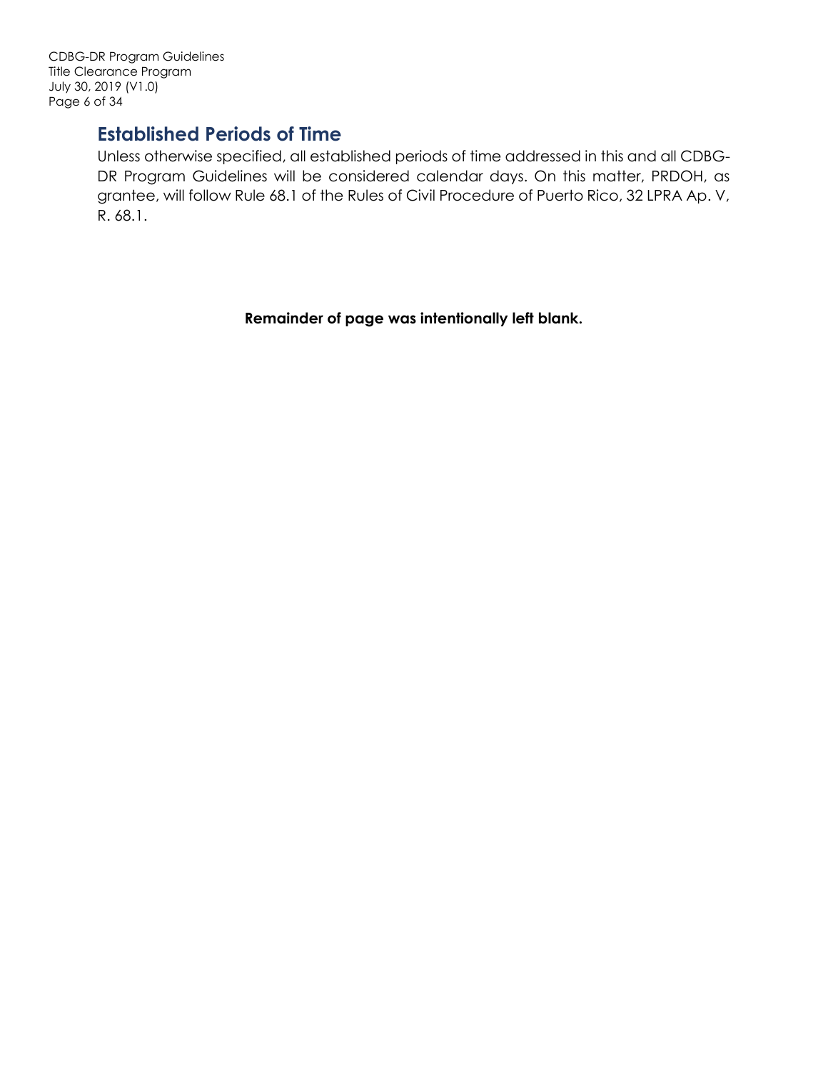## Established Periods of Time

Unless otherwise specified, all established periods of time addressed in this and all CDBG-DR Program Guidelines will be considered calendar days. On this matter, PRDOH, as grantee, will follow Rule 68.1 of the Rules of Civil Procedure of Puerto Rico, 32 LPRA Ap. V, R. 68.1.

**Remainder of page was intentionally left blank.**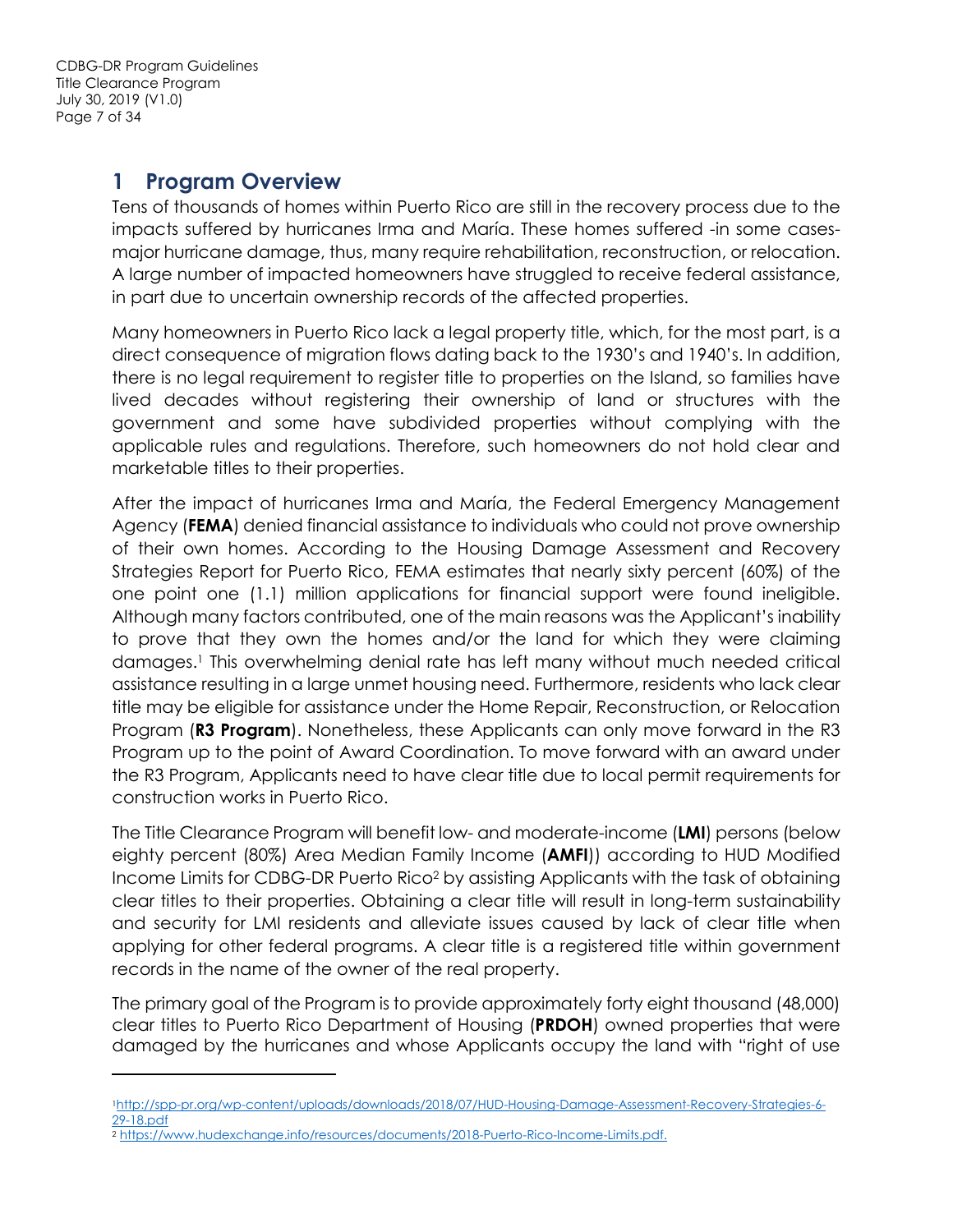# 1 Program Overview

Tens of thousands of homes within Puerto Rico are still in the recovery process due to the impacts suffered by hurricanes Irma and María. These homes suffered -in some cases- major hurricane damage, thus, many require rehabilitation, reconstruction, or relocation. A large number of impacted homeowners have struggled to receive federal assistance, in part due to uncertain ownership records of the affected properties.

Many homeowners in Puerto Rico lack a legal property title, which, for the most part, is a direct consequence of migration flows dating back to the 1930's and 1940's. In addition, there is no legal requirement to register title to properties on the Island, so families have lived decades without registering their ownership of land or structures with the government and some have subdivided properties without complying with the applicable rules and regulations. Therefore, such homeowners do not hold clear and marketable titles to their properties.

After the impact of hurricanes Irma and María, the Federal Emergency Management Agency (**FEMA**) denied financial assistance to individuals who could not prove ownership of their own homes. According to the Housing Damage Assessment and Recovery Strategies Report for Puerto Rico, FEMA estimates that nearly sixty percent (60%) of the one point one (1.1) million applications for financial support were found ineligible. Although many factors contributed, one of the main reasons was the Applicant's inability to prove that they own the homes and/or the land for which they were claiming damages.[1] This overwhelming denial rate has left many without much needed critical assistance resulting in a large unmet housing need. Furthermore, residents who lack clear title may be eligible for assistance under the Home Repair, Reconstruction, or Relocation Program (**R3 Program**). Nonetheless, these Applicants can only move forward in the R3 Program up to the point of Award Coordination. To move forward with an award under the R3 Program, Applicants need to have clear title due to local permit requirements for construction works in Puerto Rico.

The Title Clearance Program will benefit low- and moderate-income (**LMI**) persons (below eighty percent (80%) Area Median Family Income (**AMFI**)) according to HUD Modified Income Limits for CDBG-DR Puerto Rico[2] by assisting Applicants with the task of obtaining clear titles to their properties. Obtaining a clear title will result in long-term sustainability and security for LMI residents and alleviate issues caused by lack of clear title when applying for other federal programs. A clear title is a registered title within government records in the name of the owner of the real property.

The primary goal of the Program is to provide approximately forty eight thousand (48,000) clear titles to Puerto Rico Department of Housing (**PRDOH**) owned properties that were damaged by the hurricanes and whose Applicants occupy the land with "right of use

---

[1] http://spp-pr.org/wp-content/uploads/downloads/2018/07/HUD-Housing-Damage-Assessment-Recovery-Strategies-6-29-18.pdf

[2] https://www.hudexchange.info/resources/documents/2018-Puerto-Rico-Income-Limits.pdf.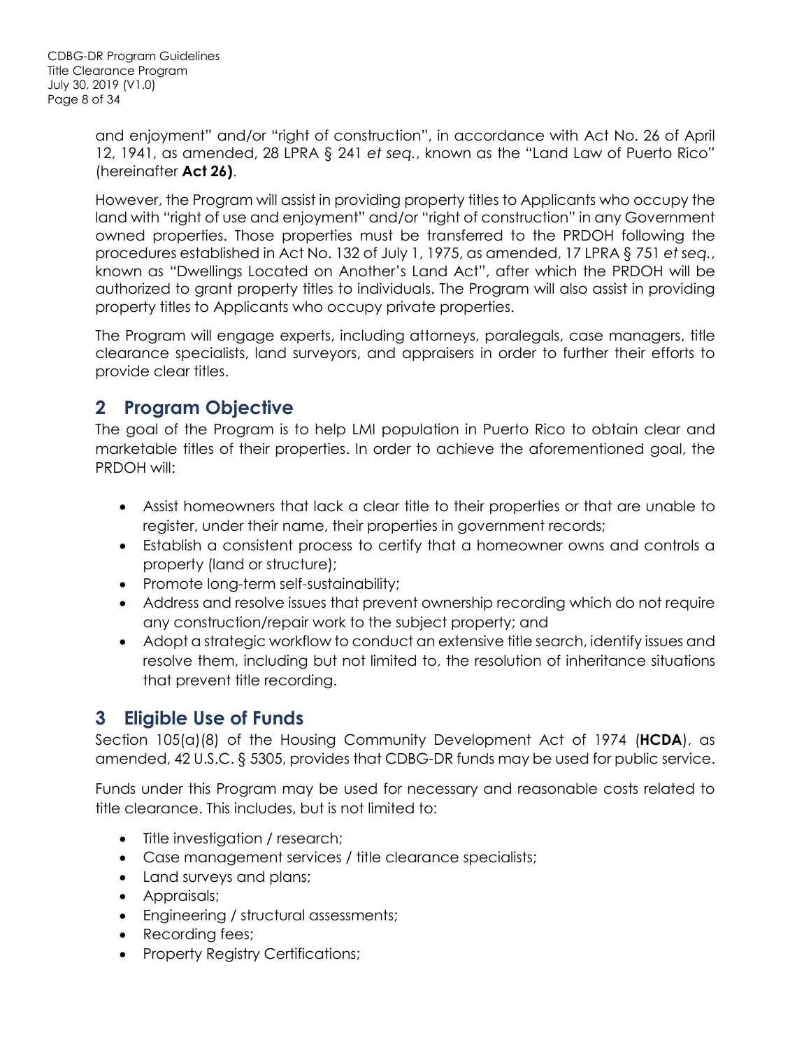and enjoyment" and/or "right of construction", in accordance with Act No. 26 of April 12, 1941, as amended, 28 LPRA § 241 *et seq.*, known as the "Land Law of Puerto Rico" (hereinafter **Act 26)**.

However, the Program will assist in providing property titles to Applicants who occupy the land with "right of use and enjoyment" and/or "right of construction" in any Government owned properties. Those properties must be transferred to the PRDOH following the procedures established in Act No. 132 of July 1, 1975, as amended, 17 LPRA § 751 *et seq.*, known as "Dwellings Located on Another's Land Act", after which the PRDOH will be authorized to grant property titles to individuals. The Program will also assist in providing property titles to Applicants who occupy private properties.

The Program will engage experts, including attorneys, paralegals, case managers, title clearance specialists, land surveyors, and appraisers in order to further their efforts to provide clear titles.

## 2 Program Objective

The goal of the Program is to help LMI population in Puerto Rico to obtain clear and marketable titles of their properties. In order to achieve the aforementioned goal, the PRDOH will:

- Assist homeowners that lack a clear title to their properties or that are unable to register, under their name, their properties in government records;
- Establish a consistent process to certify that a homeowner owns and controls a property (land or structure);
- Promote long-term self-sustainability;
- Address and resolve issues that prevent ownership recording which do not require any construction/repair work to the subject property; and
- Adopt a strategic workflow to conduct an extensive title search, identify issues and resolve them, including but not limited to, the resolution of inheritance situations that prevent title recording.

## 3 Eligible Use of Funds

Section 105(a)(8) of the Housing Community Development Act of 1974 (**HCDA**), as amended, 42 U.S.C. § 5305, provides that CDBG-DR funds may be used for public service.

Funds under this Program may be used for necessary and reasonable costs related to title clearance. This includes, but is not limited to:

- Title investigation / research;
- Case management services / title clearance specialists;
- Land surveys and plans;
- Appraisals;
- Engineering / structural assessments;
- Recording fees;
- Property Registry Certifications;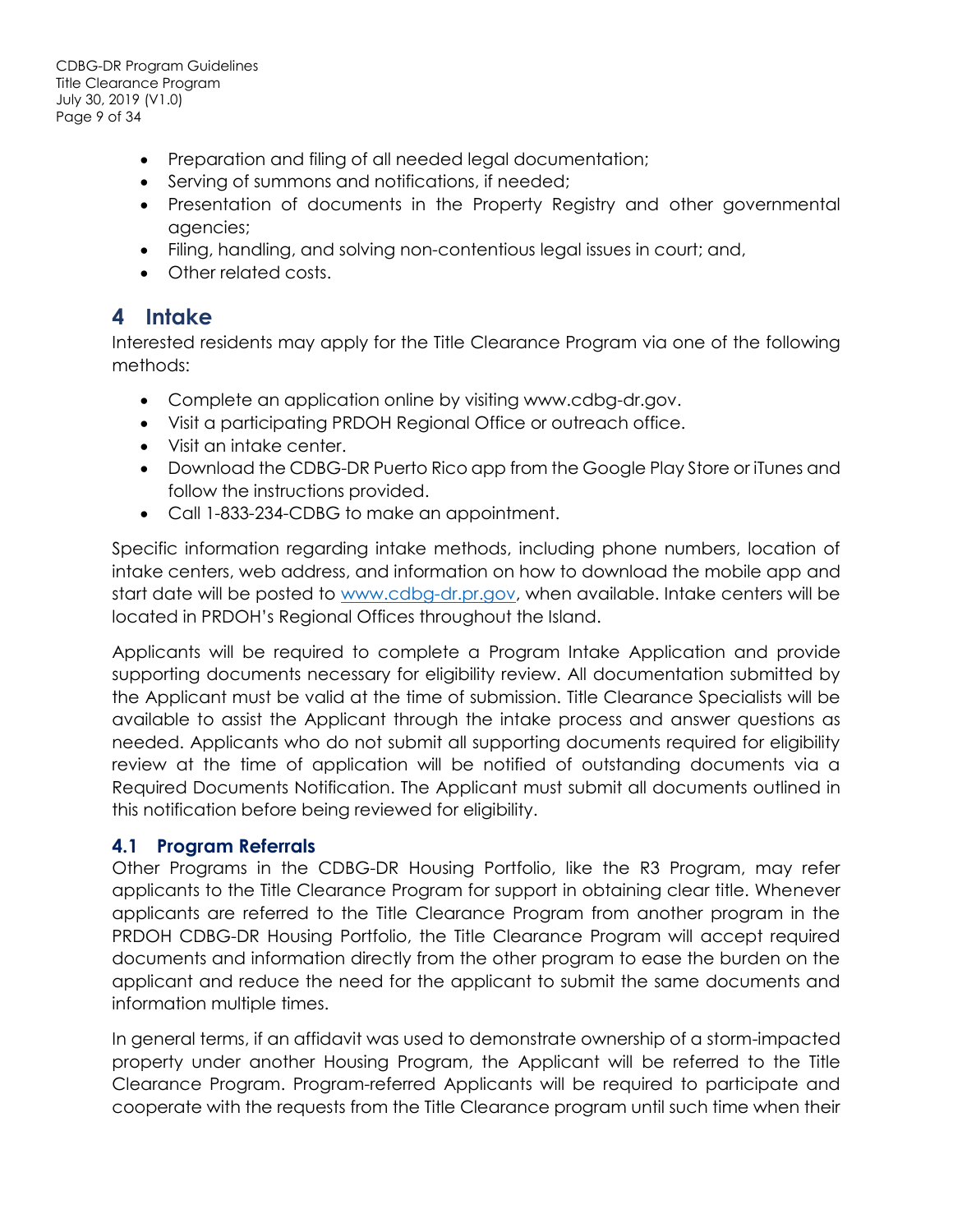- Preparation and filing of all needed legal documentation;
- Serving of summons and notifications, if needed;
- Presentation of documents in the Property Registry and other governmental agencies;
- Filing, handling, and solving non-contentious legal issues in court; and,
- Other related costs.

# 4 Intake

Interested residents may apply for the Title Clearance Program via one of the following methods:

- Complete an application online by visiting www.cdbg-dr.gov.
- Visit a participating PRDOH Regional Office or outreach office.
- Visit an intake center.
- Download the CDBG-DR Puerto Rico app from the Google Play Store or iTunes and follow the instructions provided.
- Call 1-833-234-CDBG to make an appointment.

Specific information regarding intake methods, including phone numbers, location of intake centers, web address, and information on how to download the mobile app and start date will be posted to [www.cdbg-dr.pr.gov](www.cdbg-dr.pr.gov), when available. Intake centers will be located in PRDOH's Regional Offices throughout the Island.

Applicants will be required to complete a Program Intake Application and provide supporting documents necessary for eligibility review. All documentation submitted by the Applicant must be valid at the time of submission. Title Clearance Specialists will be available to assist the Applicant through the intake process and answer questions as needed. Applicants who do not submit all supporting documents required for eligibility review at the time of application will be notified of outstanding documents via a Required Documents Notification. The Applicant must submit all documents outlined in this notification before being reviewed for eligibility.

## 4.1 Program Referrals

Other Programs in the CDBG-DR Housing Portfolio, like the R3 Program, may refer applicants to the Title Clearance Program for support in obtaining clear title. Whenever applicants are referred to the Title Clearance Program from another program in the PRDOH CDBG-DR Housing Portfolio, the Title Clearance Program will accept required documents and information directly from the other program to ease the burden on the applicant and reduce the need for the applicant to submit the same documents and information multiple times.

In general terms, if an affidavit was used to demonstrate ownership of a storm-impacted property under another Housing Program, the Applicant will be referred to the Title Clearance Program. Program-referred Applicants will be required to participate and cooperate with the requests from the Title Clearance program until such time when their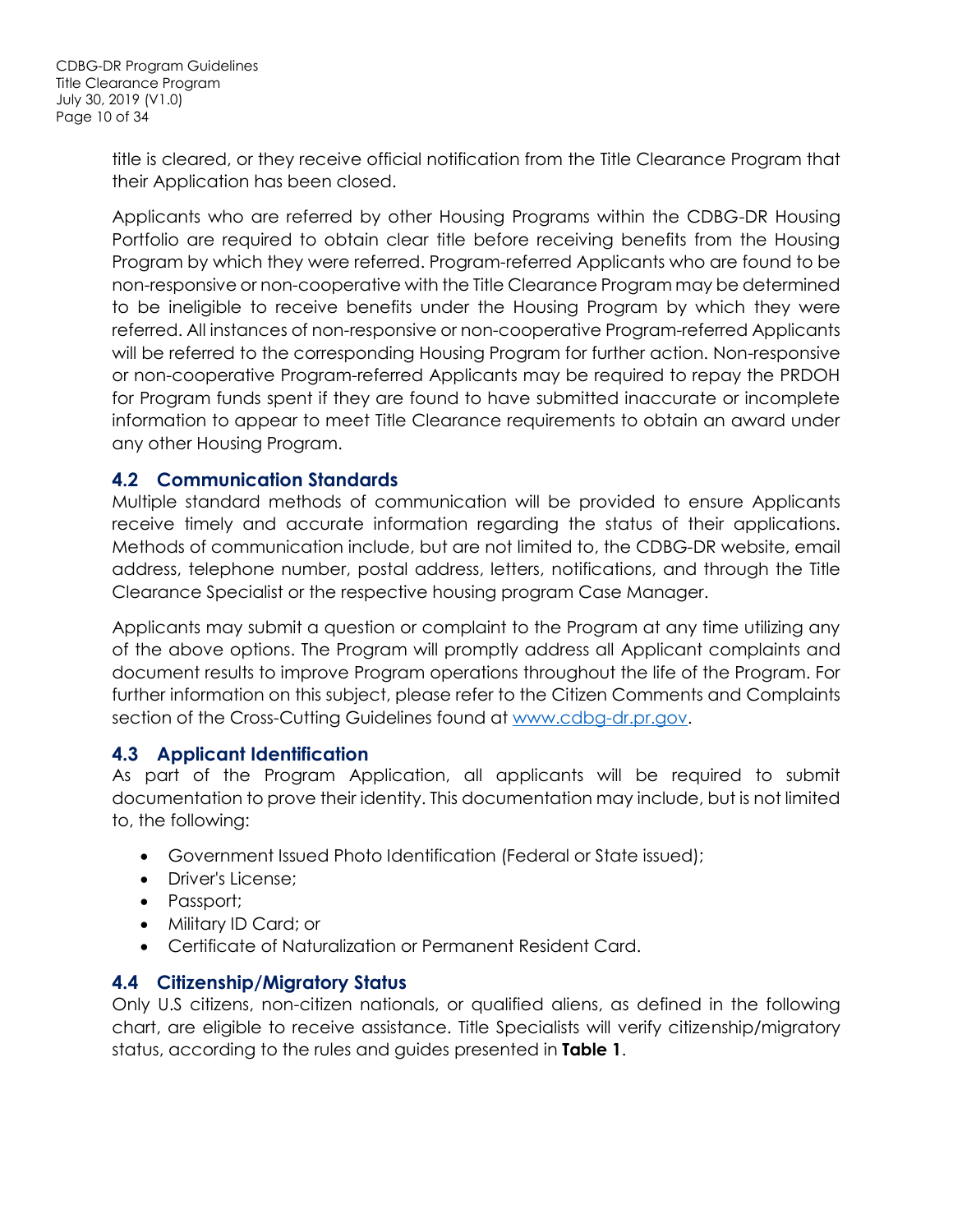title is cleared, or they receive official notification from the Title Clearance Program that their Application has been closed.

Applicants who are referred by other Housing Programs within the CDBG-DR Housing Portfolio are required to obtain clear title before receiving benefits from the Housing Program by which they were referred. Program-referred Applicants who are found to be non-responsive or non-cooperative with the Title Clearance Program may be determined to be ineligible to receive benefits under the Housing Program by which they were referred. All instances of non-responsive or non-cooperative Program-referred Applicants will be referred to the corresponding Housing Program for further action. Non-responsive or non-cooperative Program-referred Applicants may be required to repay the PRDOH for Program funds spent if they are found to have submitted inaccurate or incomplete information to appear to meet Title Clearance requirements to obtain an award under any other Housing Program.

## 4.2 Communication Standards

Multiple standard methods of communication will be provided to ensure Applicants receive timely and accurate information regarding the status of their applications. Methods of communication include, but are not limited to, the CDBG-DR website, email address, telephone number, postal address, letters, notifications, and through the Title Clearance Specialist or the respective housing program Case Manager.

Applicants may submit a question or complaint to the Program at any time utilizing any of the above options. The Program will promptly address all Applicant complaints and document results to improve Program operations throughout the life of the Program. For further information on this subject, please refer to the Citizen Comments and Complaints section of the Cross-Cutting Guidelines found at [www.cdbg-dr.pr.gov](www.cdbg-dr.pr.gov).

## 4.3 Applicant Identification

As part of the Program Application, all applicants will be required to submit documentation to prove their identity. This documentation may include, but is not limited to, the following:

- Government Issued Photo Identification (Federal or State issued);
- Driver's License;
- Passport;
- Military ID Card; or
- Certificate of Naturalization or Permanent Resident Card.

## 4.4 Citizenship/Migratory Status

Only U.S citizens, non-citizen nationals, or qualified aliens, as defined in the following chart, are eligible to receive assistance. Title Specialists will verify citizenship/migratory status, according to the rules and guides presented in **Table 1**.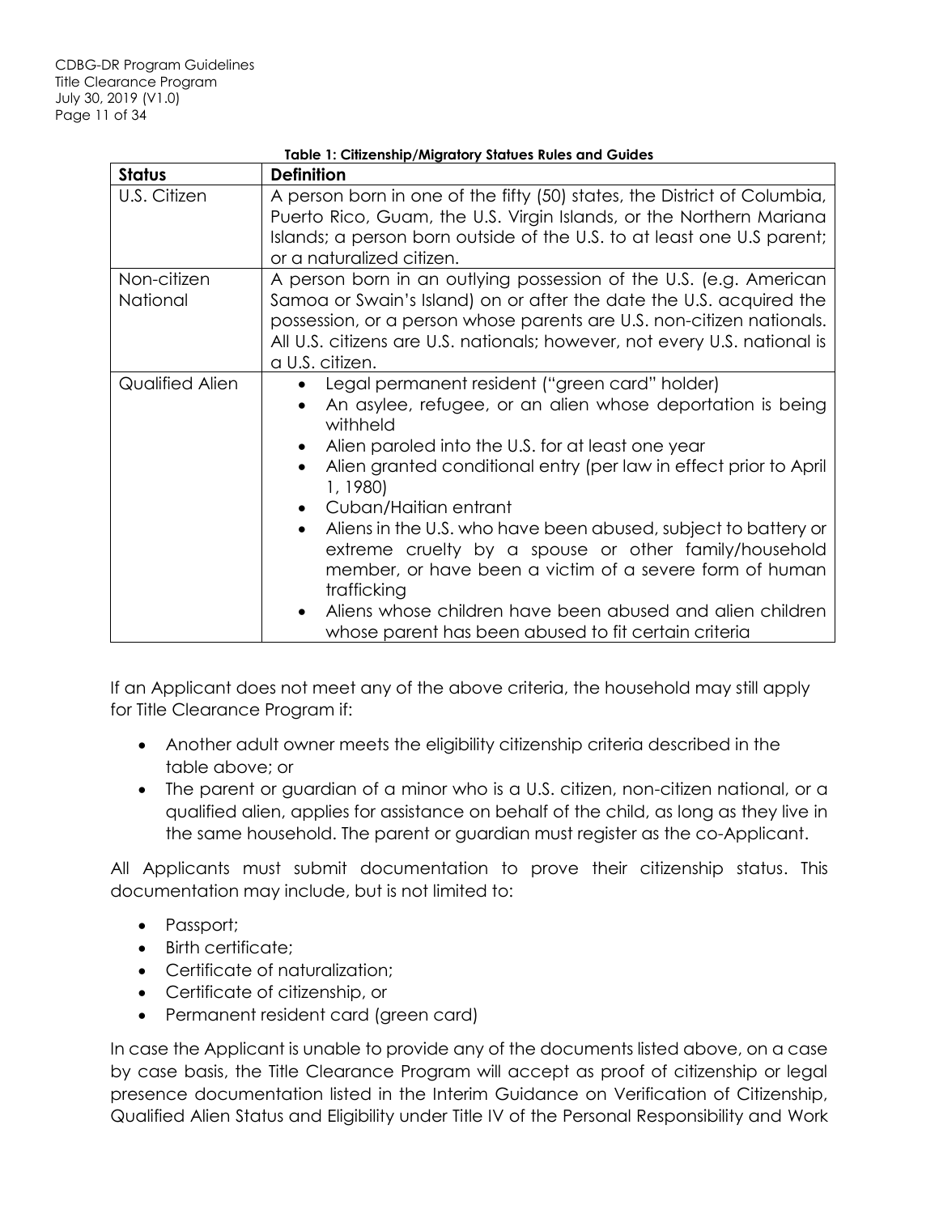**Table 1: Citizenship/Migratory Statues Rules and Guides**

| Status | Definition |
| --- | --- |
| U.S. Citizen | A person born in one of the fifty (50) states, the District of Columbia, Puerto Rico, Guam, the U.S. Virgin Islands, or the Northern Mariana Islands; a person born outside of the U.S. to at least one U.S parent; or a naturalized citizen. |
| Non-citizen National | A person born in an outlying possession of the U.S. (e.g. American Samoa or Swain's Island) on or after the date the U.S. acquired the possession, or a person whose parents are U.S. non-citizen nationals. All U.S. citizens are U.S. nationals; however, not every U.S. national is a U.S. citizen. |
| Qualified Alien | • Legal permanent resident ("green card" holder)<br>• An asylee, refugee, or an alien whose deportation is being withheld<br>• Alien paroled into the U.S. for at least one year<br>• Alien granted conditional entry (per law in effect prior to April 1, 1980)<br>• Cuban/Haitian entrant<br>• Aliens in the U.S. who have been abused, subject to battery or extreme cruelty by a spouse or other family/household member, or have been a victim of a severe form of human trafficking<br>• Aliens whose children have been abused and alien children whose parent has been abused to fit certain criteria |

If an Applicant does not meet any of the above criteria, the household may still apply for Title Clearance Program if:

- Another adult owner meets the eligibility citizenship criteria described in the table above; or
- The parent or guardian of a minor who is a U.S. citizen, non-citizen national, or a qualified alien, applies for assistance on behalf of the child, as long as they live in the same household. The parent or guardian must register as the co-Applicant.

All Applicants must submit documentation to prove their citizenship status. This documentation may include, but is not limited to:

- Passport;
- Birth certificate;
- Certificate of naturalization;
- Certificate of citizenship, or
- Permanent resident card (green card)

In case the Applicant is unable to provide any of the documents listed above, on a case by case basis, the Title Clearance Program will accept as proof of citizenship or legal presence documentation listed in the Interim Guidance on Verification of Citizenship, Qualified Alien Status and Eligibility under Title IV of the Personal Responsibility and Work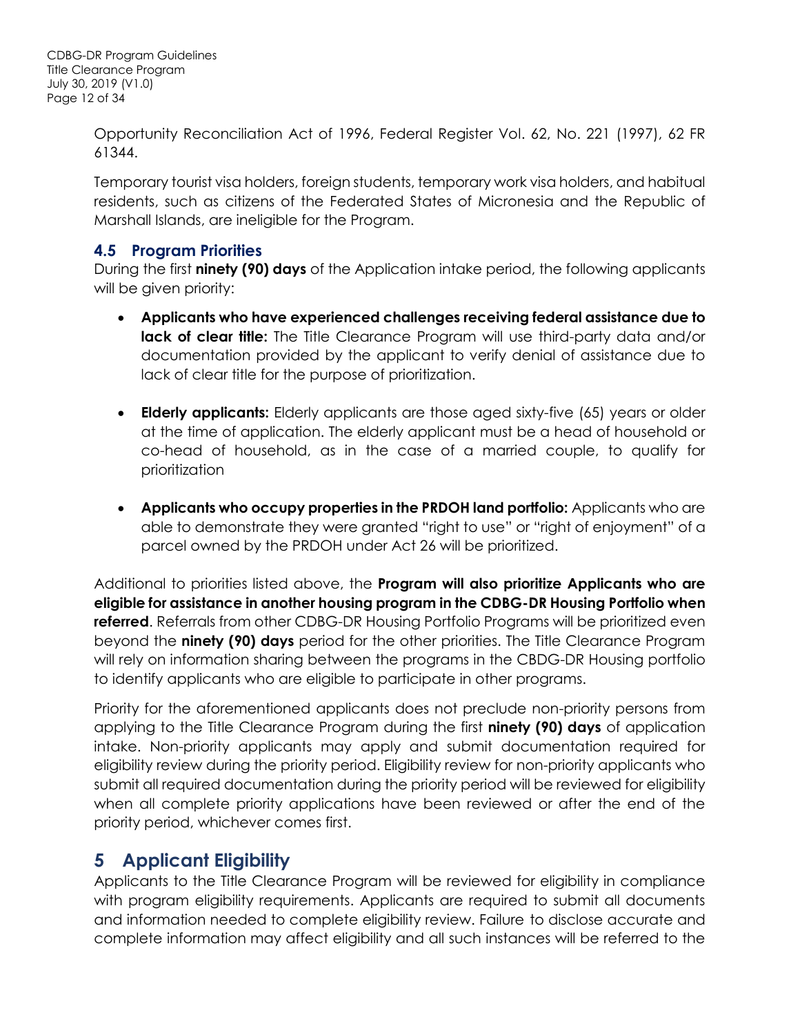Opportunity Reconciliation Act of 1996, Federal Register Vol. 62, No. 221 (1997), 62 FR 61344.

Temporary tourist visa holders, foreign students, temporary work visa holders, and habitual residents, such as citizens of the Federated States of Micronesia and the Republic of Marshall Islands, are ineligible for the Program.

### 4.5 Program Priorities

During the first **ninety (90) days** of the Application intake period, the following applicants will be given priority:

- **Applicants who have experienced challenges receiving federal assistance due to lack of clear title:** The Title Clearance Program will use third-party data and/or documentation provided by the applicant to verify denial of assistance due to lack of clear title for the purpose of prioritization.
- **Elderly applicants:** Elderly applicants are those aged sixty-five (65) years or older at the time of application. The elderly applicant must be a head of household or co-head of household, as in the case of a married couple, to qualify for prioritization
- **Applicants who occupy properties in the PRDOH land portfolio:** Applicants who are able to demonstrate they were granted "right to use" or "right of enjoyment" of a parcel owned by the PRDOH under Act 26 will be prioritized.

Additional to priorities listed above, the **Program will also prioritize Applicants who are eligible for assistance in another housing program in the CDBG-DR Housing Portfolio when referred**. Referrals from other CDBG-DR Housing Portfolio Programs will be prioritized even beyond the **ninety (90) days** period for the other priorities. The Title Clearance Program will rely on information sharing between the programs in the CBDG-DR Housing portfolio to identify applicants who are eligible to participate in other programs.

Priority for the aforementioned applicants does not preclude non-priority persons from applying to the Title Clearance Program during the first **ninety (90) days** of application intake. Non-priority applicants may apply and submit documentation required for eligibility review during the priority period. Eligibility review for non-priority applicants who submit all required documentation during the priority period will be reviewed for eligibility when all complete priority applications have been reviewed or after the end of the priority period, whichever comes first.

## 5 Applicant Eligibility

Applicants to the Title Clearance Program will be reviewed for eligibility in compliance with program eligibility requirements. Applicants are required to submit all documents and information needed to complete eligibility review. Failure to disclose accurate and complete information may affect eligibility and all such instances will be referred to the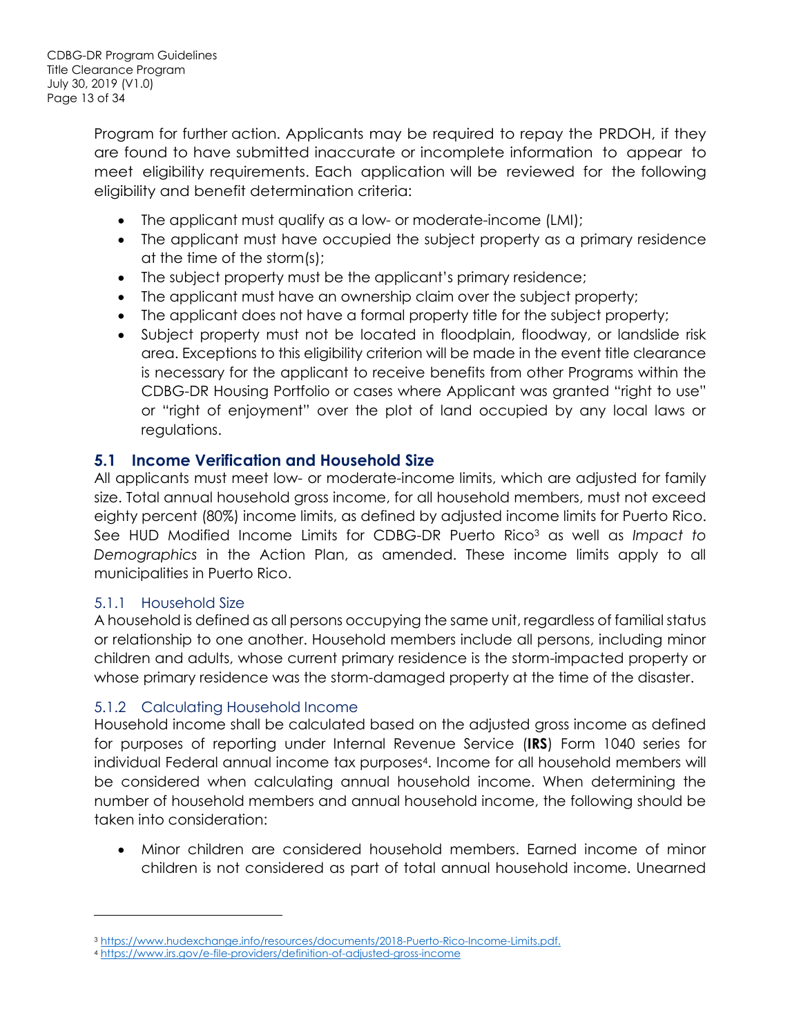Program for further action. Applicants may be required to repay the PRDOH, if they are found to have submitted inaccurate or incomplete information to appear to meet eligibility requirements. Each application will be reviewed for the following eligibility and benefit determination criteria:

- The applicant must qualify as a low- or moderate-income (LMI);
- The applicant must have occupied the subject property as a primary residence at the time of the storm(s);
- The subject property must be the applicant's primary residence;
- The applicant must have an ownership claim over the subject property;
- The applicant does not have a formal property title for the subject property;
- Subject property must not be located in floodplain, floodway, or landslide risk area. Exceptions to this eligibility criterion will be made in the event title clearance is necessary for the applicant to receive benefits from other Programs within the CDBG-DR Housing Portfolio or cases where Applicant was granted "right to use" or "right of enjoyment" over the plot of land occupied by any local laws or regulations.

## 5.1 Income Verification and Household Size

All applicants must meet low- or moderate-income limits, which are adjusted for family size. Total annual household gross income, for all household members, must not exceed eighty percent (80%) income limits, as defined by adjusted income limits for Puerto Rico. See HUD Modified Income Limits for CDBG-DR Puerto Rico[3] as well as *Impact to Demographics* in the Action Plan, as amended. These income limits apply to all municipalities in Puerto Rico.

### 5.1.1 Household Size

A household is defined as all persons occupying the same unit, regardless of familial status or relationship to one another. Household members include all persons, including minor children and adults, whose current primary residence is the storm-impacted property or whose primary residence was the storm-damaged property at the time of the disaster.

### 5.1.2 Calculating Household Income

Household income shall be calculated based on the adjusted gross income as defined for purposes of reporting under Internal Revenue Service (**IRS**) Form 1040 series for individual Federal annual income tax purposes[4]. Income for all household members will be considered when calculating annual household income. When determining the number of household members and annual household income, the following should be taken into consideration:

- Minor children are considered household members. Earned income of minor children is not considered as part of total annual household income. Unearned

---

[3] https://www.hudexchange.info/resources/documents/2018-Puerto-Rico-Income-Limits.pdf.

[4] https://www.irs.gov/e-file-providers/definition-of-adjusted-gross-income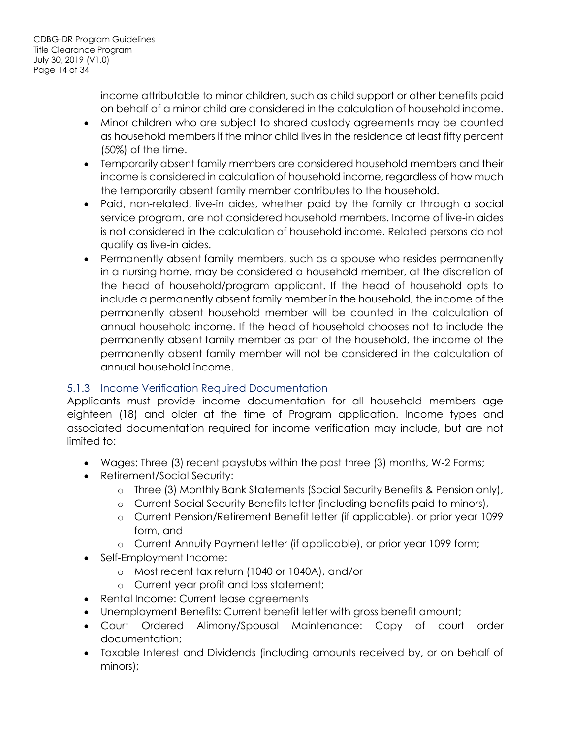income attributable to minor children, such as child support or other benefits paid on behalf of a minor child are considered in the calculation of household income.

- Minor children who are subject to shared custody agreements may be counted as household members if the minor child lives in the residence at least fifty percent (50%) of the time.
- Temporarily absent family members are considered household members and their income is considered in calculation of household income, regardless of how much the temporarily absent family member contributes to the household.
- Paid, non-related, live-in aides, whether paid by the family or through a social service program, are not considered household members. Income of live-in aides is not considered in the calculation of household income. Related persons do not qualify as live-in aides.
- Permanently absent family members, such as a spouse who resides permanently in a nursing home, may be considered a household member, at the discretion of the head of household/program applicant. If the head of household opts to include a permanently absent family member in the household, the income of the permanently absent household member will be counted in the calculation of annual household income. If the head of household chooses not to include the permanently absent family member as part of the household, the income of the permanently absent family member will not be considered in the calculation of annual household income.

### 5.1.3 Income Verification Required Documentation

Applicants must provide income documentation for all household members age eighteen (18) and older at the time of Program application. Income types and associated documentation required for income verification may include, but are not limited to:

- Wages: Three (3) recent paystubs within the past three (3) months, W-2 Forms;
- Retirement/Social Security:
  - Three (3) Monthly Bank Statements (Social Security Benefits & Pension only),
  - Current Social Security Benefits letter (including benefits paid to minors),
  - Current Pension/Retirement Benefit letter (if applicable), or prior year 1099 form, and
  - Current Annuity Payment letter (if applicable), or prior year 1099 form;
- Self-Employment Income:
  - Most recent tax return (1040 or 1040A), and/or
  - Current year profit and loss statement;
- Rental Income: Current lease agreements
- Unemployment Benefits: Current benefit letter with gross benefit amount;
- Court Ordered Alimony/Spousal Maintenance: Copy of court order documentation;
- Taxable Interest and Dividends (including amounts received by, or on behalf of minors);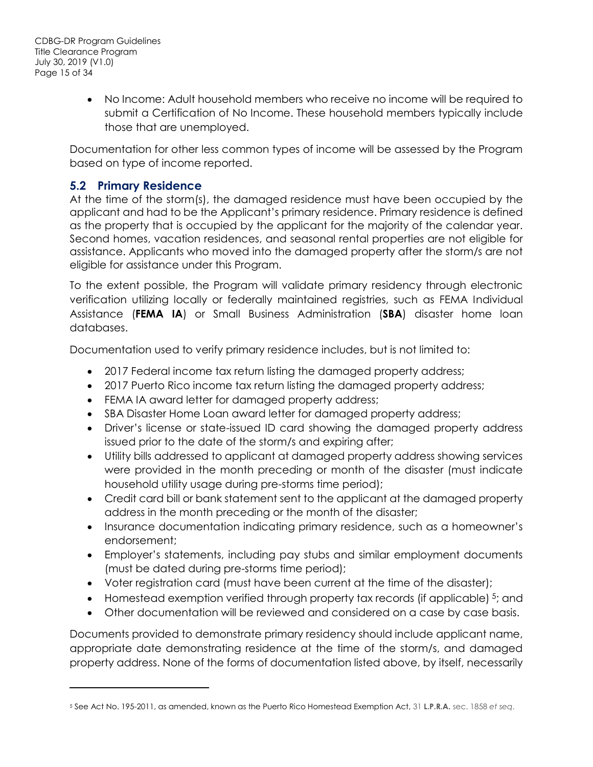- No Income: Adult household members who receive no income will be required to submit a Certification of No Income. These household members typically include those that are unemployed.

Documentation for other less common types of income will be assessed by the Program based on type of income reported.

## 5.2 Primary Residence

At the time of the storm(s), the damaged residence must have been occupied by the applicant and had to be the Applicant's primary residence. Primary residence is defined as the property that is occupied by the applicant for the majority of the calendar year. Second homes, vacation residences, and seasonal rental properties are not eligible for assistance. Applicants who moved into the damaged property after the storm/s are not eligible for assistance under this Program.

To the extent possible, the Program will validate primary residency through electronic verification utilizing locally or federally maintained registries, such as FEMA Individual Assistance (**FEMA IA**) or Small Business Administration (**SBA**) disaster home loan databases.

Documentation used to verify primary residence includes, but is not limited to:

- 2017 Federal income tax return listing the damaged property address;
- 2017 Puerto Rico income tax return listing the damaged property address;
- FEMA IA award letter for damaged property address;
- SBA Disaster Home Loan award letter for damaged property address;
- Driver's license or state-issued ID card showing the damaged property address issued prior to the date of the storm/s and expiring after;
- Utility bills addressed to applicant at damaged property address showing services were provided in the month preceding or month of the disaster (must indicate household utility usage during pre-storms time period);
- Credit card bill or bank statement sent to the applicant at the damaged property address in the month preceding or the month of the disaster;
- Insurance documentation indicating primary residence, such as a homeowner's endorsement;
- Employer's statements, including pay stubs and similar employment documents (must be dated during pre-storms time period);
- Voter registration card (must have been current at the time of the disaster);
- Homestead exemption verified through property tax records (if applicable) [5]; and
- Other documentation will be reviewed and considered on a case by case basis.

Documents provided to demonstrate primary residency should include applicant name, appropriate date demonstrating residence at the time of the storm/s, and damaged property address. None of the forms of documentation listed above, by itself, necessarily

---

[5] See Act No. 195-2011, as amended, known as the Puerto Rico Homestead Exemption Act, 31 **L.P.R.A.** sec. 1858 *et seq*.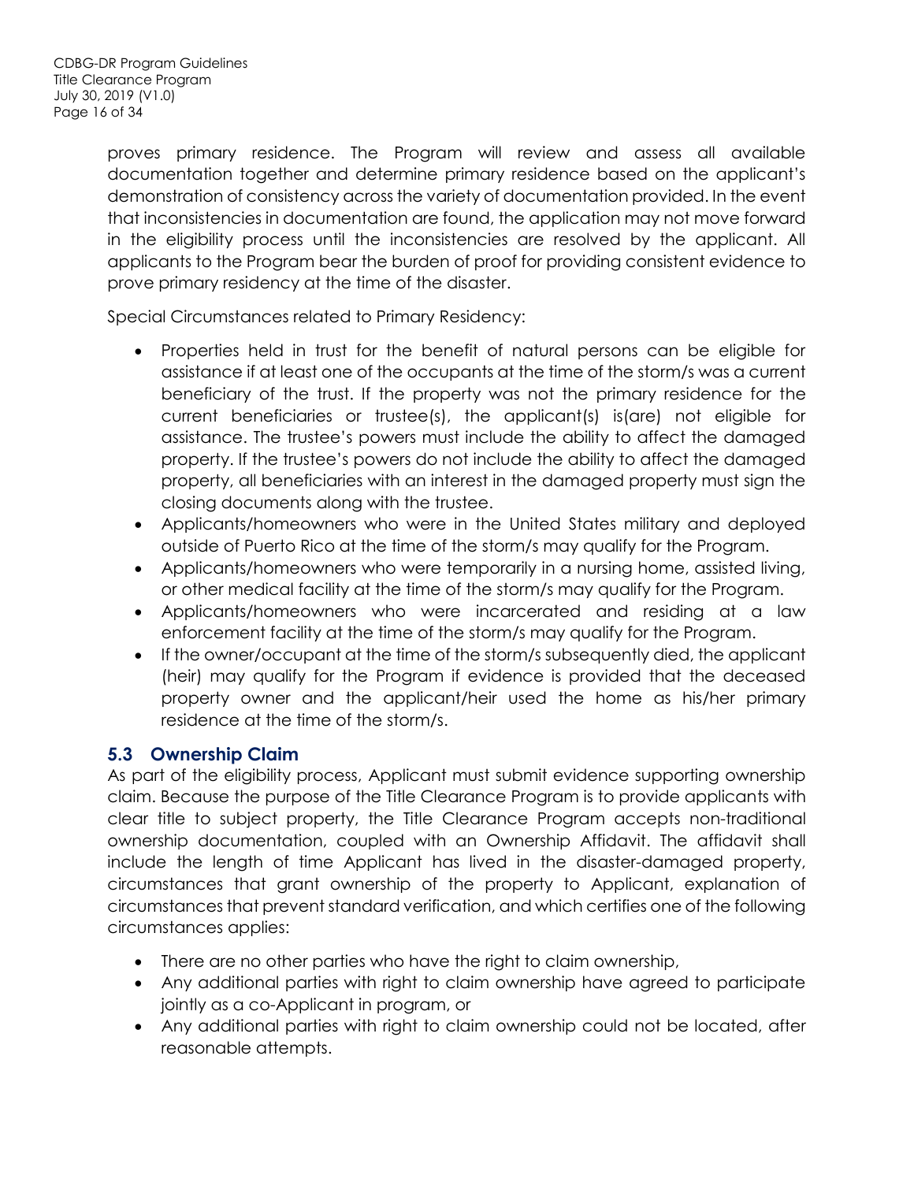proves primary residence. The Program will review and assess all available documentation together and determine primary residence based on the applicant's demonstration of consistency across the variety of documentation provided. In the event that inconsistencies in documentation are found, the application may not move forward in the eligibility process until the inconsistencies are resolved by the applicant. All applicants to the Program bear the burden of proof for providing consistent evidence to prove primary residency at the time of the disaster.

Special Circumstances related to Primary Residency:

- Properties held in trust for the benefit of natural persons can be eligible for assistance if at least one of the occupants at the time of the storm/s was a current beneficiary of the trust. If the property was not the primary residence for the current beneficiaries or trustee(s), the applicant(s) is(are) not eligible for assistance. The trustee's powers must include the ability to affect the damaged property. If the trustee's powers do not include the ability to affect the damaged property, all beneficiaries with an interest in the damaged property must sign the closing documents along with the trustee.
- Applicants/homeowners who were in the United States military and deployed outside of Puerto Rico at the time of the storm/s may qualify for the Program.
- Applicants/homeowners who were temporarily in a nursing home, assisted living, or other medical facility at the time of the storm/s may qualify for the Program.
- Applicants/homeowners who were incarcerated and residing at a law enforcement facility at the time of the storm/s may qualify for the Program.
- If the owner/occupant at the time of the storm/s subsequently died, the applicant (heir) may qualify for the Program if evidence is provided that the deceased property owner and the applicant/heir used the home as his/her primary residence at the time of the storm/s.

## 5.3 Ownership Claim

As part of the eligibility process, Applicant must submit evidence supporting ownership claim. Because the purpose of the Title Clearance Program is to provide applicants with clear title to subject property, the Title Clearance Program accepts non-traditional ownership documentation, coupled with an Ownership Affidavit. The affidavit shall include the length of time Applicant has lived in the disaster-damaged property, circumstances that grant ownership of the property to Applicant, explanation of circumstances that prevent standard verification, and which certifies one of the following circumstances applies:

- There are no other parties who have the right to claim ownership,
- Any additional parties with right to claim ownership have agreed to participate jointly as a co-Applicant in program, or
- Any additional parties with right to claim ownership could not be located, after reasonable attempts.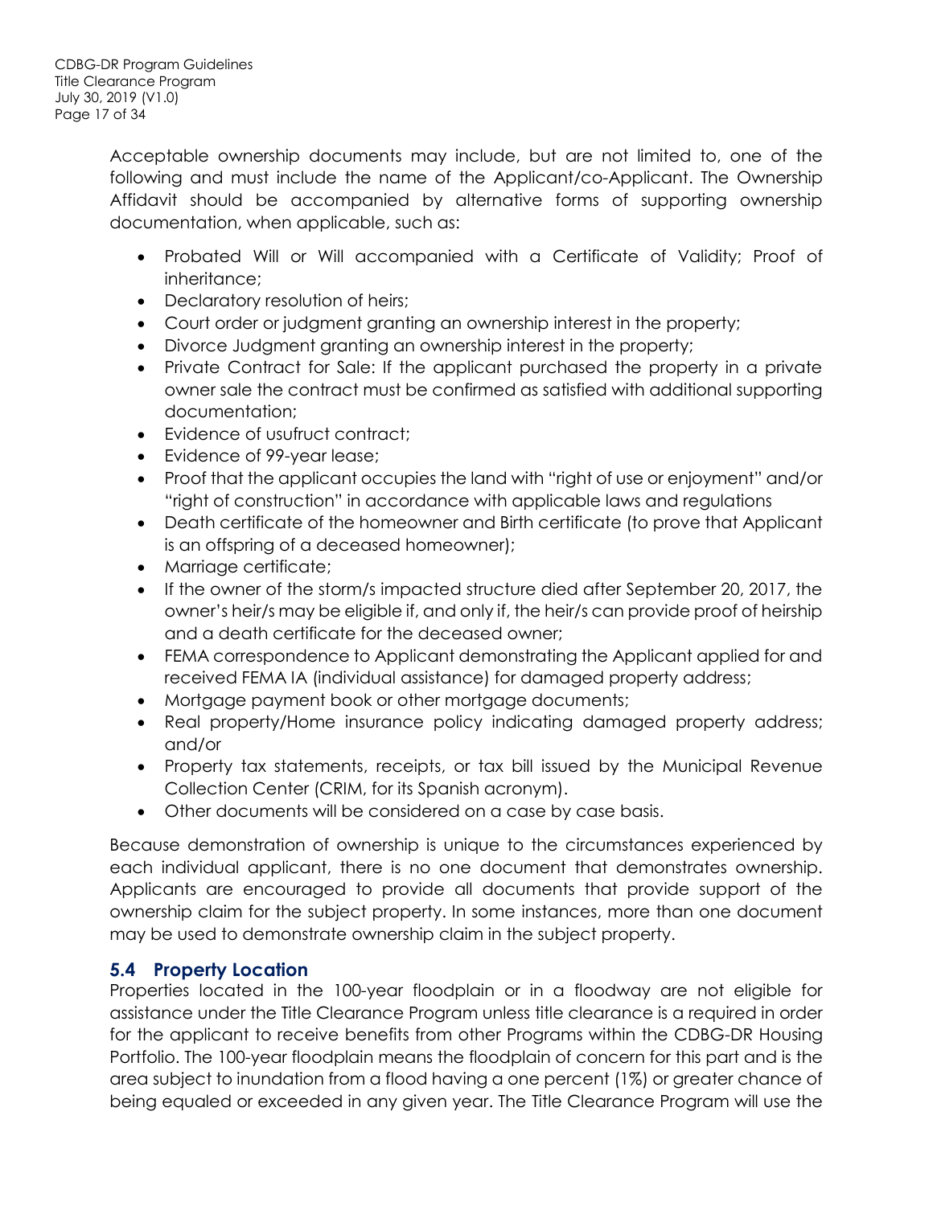Acceptable ownership documents may include, but are not limited to, one of the following and must include the name of the Applicant/co-Applicant. The Ownership Affidavit should be accompanied by alternative forms of supporting ownership documentation, when applicable, such as:

- Probated Will or Will accompanied with a Certificate of Validity; Proof of inheritance;
- Declaratory resolution of heirs;
- Court order or judgment granting an ownership interest in the property;
- Divorce Judgment granting an ownership interest in the property;
- Private Contract for Sale: If the applicant purchased the property in a private owner sale the contract must be confirmed as satisfied with additional supporting documentation;
- Evidence of usufruct contract;
- Evidence of 99-year lease;
- Proof that the applicant occupies the land with "right of use or enjoyment" and/or "right of construction" in accordance with applicable laws and regulations
- Death certificate of the homeowner and Birth certificate (to prove that Applicant is an offspring of a deceased homeowner);
- Marriage certificate;
- If the owner of the storm/s impacted structure died after September 20, 2017, the owner's heir/s may be eligible if, and only if, the heir/s can provide proof of heirship and a death certificate for the deceased owner;
- FEMA correspondence to Applicant demonstrating the Applicant applied for and received FEMA IA (individual assistance) for damaged property address;
- Mortgage payment book or other mortgage documents;
- Real property/Home insurance policy indicating damaged property address; and/or
- Property tax statements, receipts, or tax bill issued by the Municipal Revenue Collection Center (CRIM, for its Spanish acronym).
- Other documents will be considered on a case by case basis.

Because demonstration of ownership is unique to the circumstances experienced by each individual applicant, there is no one document that demonstrates ownership. Applicants are encouraged to provide all documents that provide support of the ownership claim for the subject property. In some instances, more than one document may be used to demonstrate ownership claim in the subject property.

## 5.4 Property Location

Properties located in the 100-year floodplain or in a floodway are not eligible for assistance under the Title Clearance Program unless title clearance is a required in order for the applicant to receive benefits from other Programs within the CDBG-DR Housing Portfolio. The 100-year floodplain means the floodplain of concern for this part and is the area subject to inundation from a flood having a one percent (1%) or greater chance of being equaled or exceeded in any given year. The Title Clearance Program will use the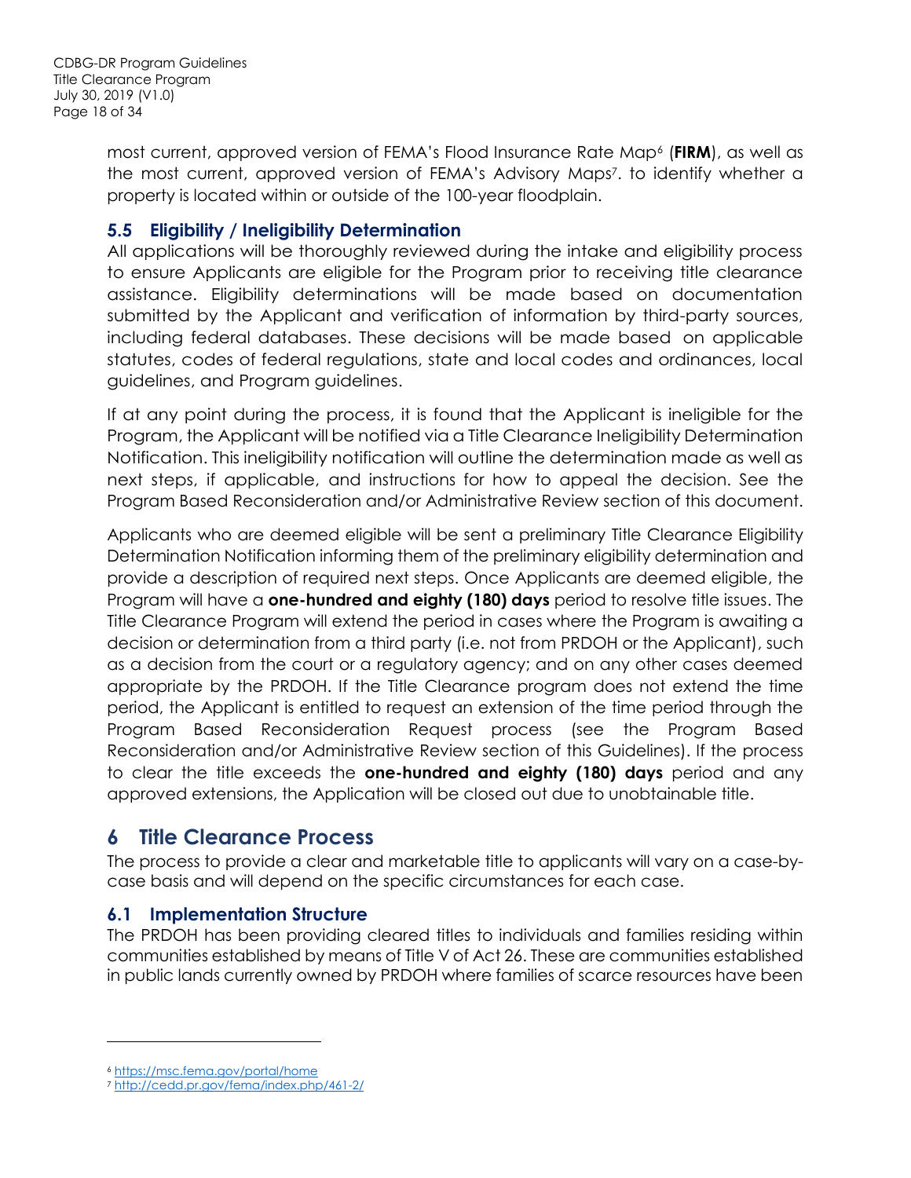most current, approved version of FEMA's Flood Insurance Rate Map[6] (**FIRM**), as well as the most current, approved version of FEMA's Advisory Maps[7]. to identify whether a property is located within or outside of the 100-year floodplain.

### 5.5 Eligibility / Ineligibility Determination

All applications will be thoroughly reviewed during the intake and eligibility process to ensure Applicants are eligible for the Program prior to receiving title clearance assistance. Eligibility determinations will be made based on documentation submitted by the Applicant and verification of information by third-party sources, including federal databases. These decisions will be made based on applicable statutes, codes of federal regulations, state and local codes and ordinances, local guidelines, and Program guidelines.

If at any point during the process, it is found that the Applicant is ineligible for the Program, the Applicant will be notified via a Title Clearance Ineligibility Determination Notification. This ineligibility notification will outline the determination made as well as next steps, if applicable, and instructions for how to appeal the decision. See the Program Based Reconsideration and/or Administrative Review section of this document.

Applicants who are deemed eligible will be sent a preliminary Title Clearance Eligibility Determination Notification informing them of the preliminary eligibility determination and provide a description of required next steps. Once Applicants are deemed eligible, the Program will have a **one-hundred and eighty (180) days** period to resolve title issues. The Title Clearance Program will extend the period in cases where the Program is awaiting a decision or determination from a third party (i.e. not from PRDOH or the Applicant), such as a decision from the court or a regulatory agency; and on any other cases deemed appropriate by the PRDOH. If the Title Clearance program does not extend the time period, the Applicant is entitled to request an extension of the time period through the Program Based Reconsideration Request process (see the Program Based Reconsideration and/or Administrative Review section of this Guidelines). If the process to clear the title exceeds the **one-hundred and eighty (180) days** period and any approved extensions, the Application will be closed out due to unobtainable title.

## 6 Title Clearance Process

The process to provide a clear and marketable title to applicants will vary on a case-by-case basis and will depend on the specific circumstances for each case.

### 6.1 Implementation Structure

The PRDOH has been providing cleared titles to individuals and families residing within communities established by means of Title V of Act 26. These are communities established in public lands currently owned by PRDOH where families of scarce resources have been

---

[6] https://msc.fema.gov/portal/home

[7] http://cedd.pr.gov/fema/index.php/461-2/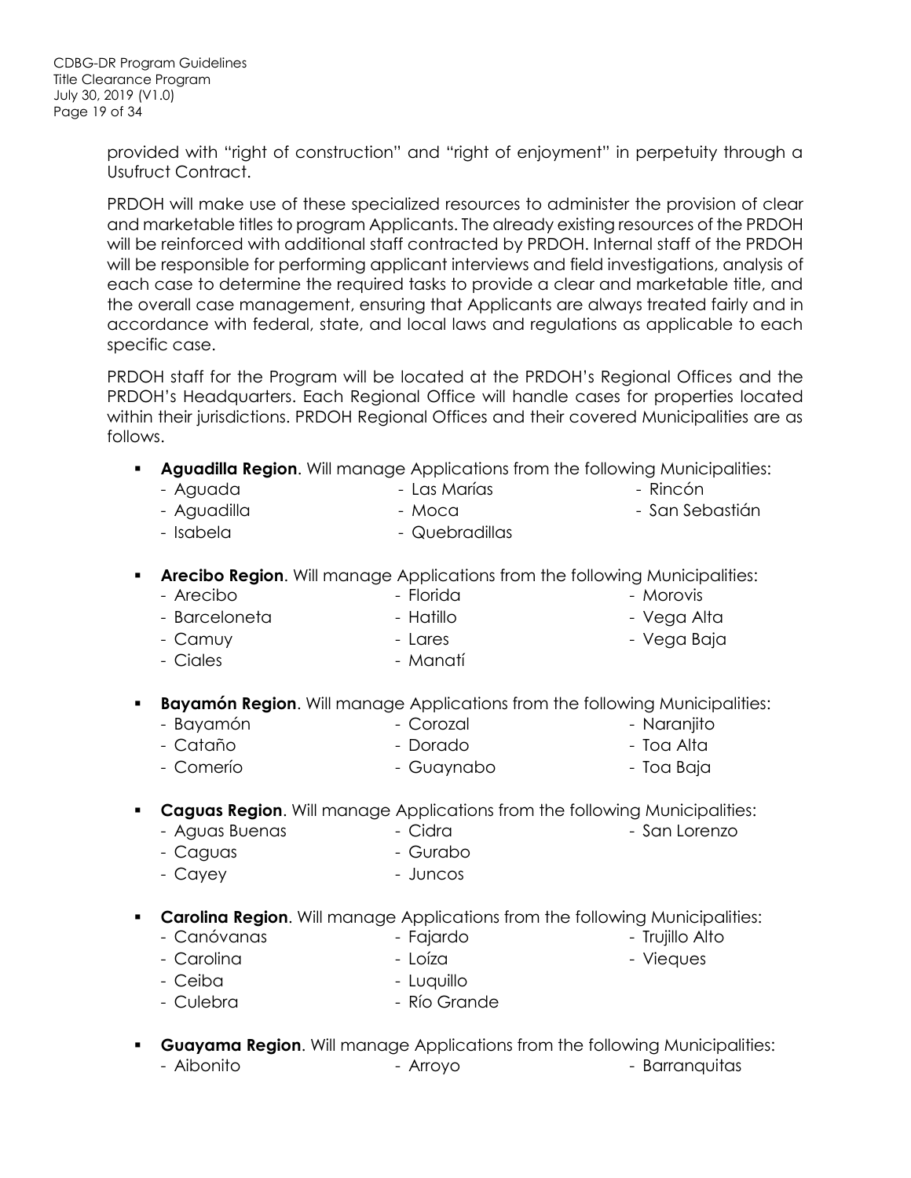provided with "right of construction" and "right of enjoyment" in perpetuity through a Usufruct Contract.

PRDOH will make use of these specialized resources to administer the provision of clear and marketable titles to program Applicants. The already existing resources of the PRDOH will be reinforced with additional staff contracted by PRDOH. Internal staff of the PRDOH will be responsible for performing applicant interviews and field investigations, analysis of each case to determine the required tasks to provide a clear and marketable title, and the overall case management, ensuring that Applicants are always treated fairly and in accordance with federal, state, and local laws and regulations as applicable to each specific case.

PRDOH staff for the Program will be located at the PRDOH's Regional Offices and the PRDOH's Headquarters. Each Regional Office will handle cases for properties located within their jurisdictions. PRDOH Regional Offices and their covered Municipalities are as follows.

- **Aguadilla Region**. Will manage Applications from the following Municipalities:
  - Aguada
  - Aguadilla
  - Isabela
  - Las Marías
  - Moca
  - Quebradillas
  - Rincón
  - San Sebastián
- **Arecibo Region**. Will manage Applications from the following Municipalities:
  - Arecibo
  - Barceloneta
  - Camuy
  - Ciales
  - Florida
  - Hatillo
  - Lares
  - Manatí
  - Morovis
  - Vega Alta
  - Vega Baja
- **Bayamón Region**. Will manage Applications from the following Municipalities:
  - Bayamón
  - Cataño
  - Comerío
  - Corozal
  - Dorado
  - Guaynabo
  - Naranjito
  - Toa Alta
  - Toa Baja
- **Caguas Region**. Will manage Applications from the following Municipalities:
  - Aguas Buenas
  - Caguas
  - Cayey
  - Cidra
  - Gurabo
  - Juncos
  - San Lorenzo
- **Carolina Region**. Will manage Applications from the following Municipalities:
  - Canóvanas
  - Carolina
  - Ceiba
  - Culebra
  - Fajardo
  - Loíza
  - Luquillo
  - Río Grande
  - Trujillo Alto
  - Vieques
- **Guayama Region**. Will manage Applications from the following Municipalities:
  - Aibonito
  - Arroyo
  - Barranquitas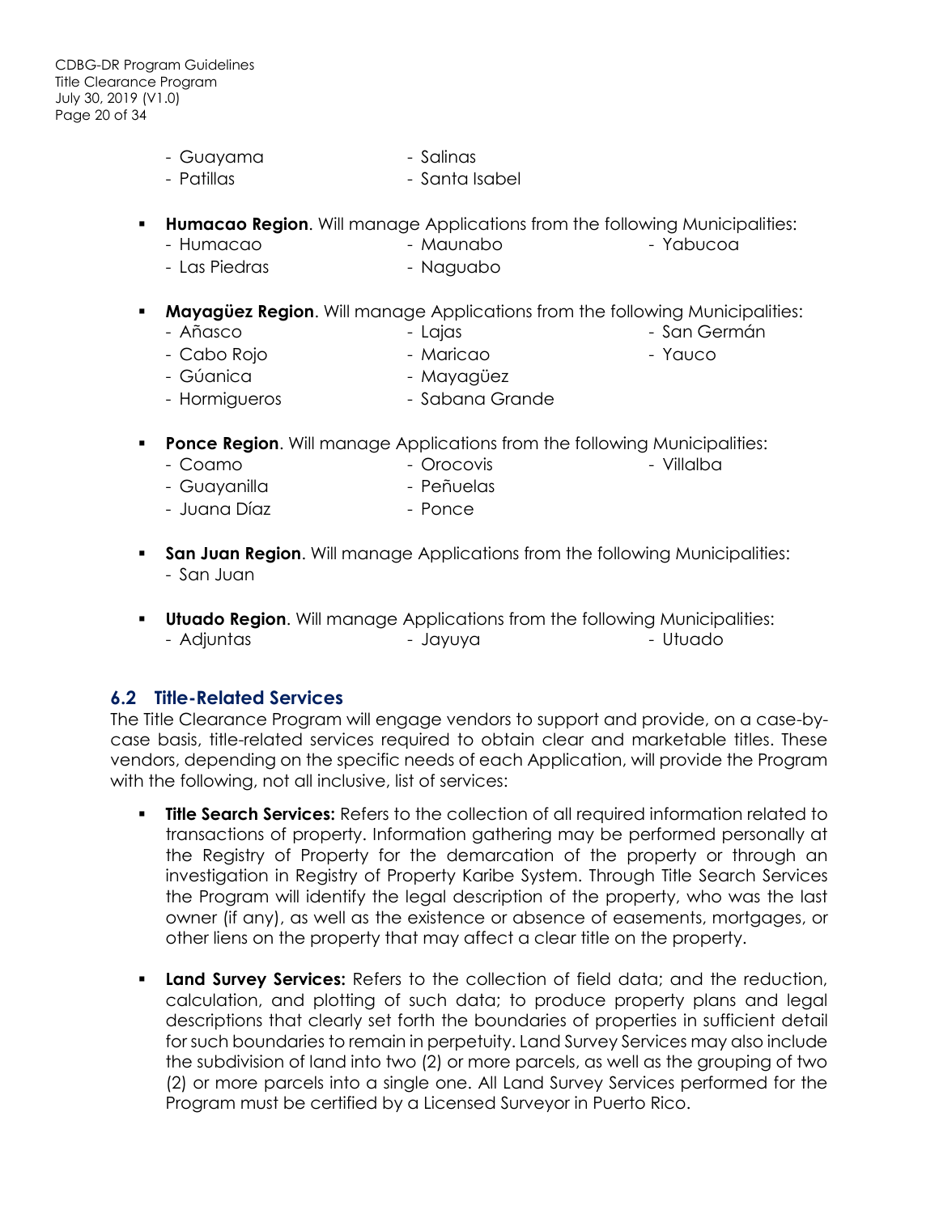- Guayama
- Patillas
- Salinas
- Santa Isabel

- **Humacao Region**. Will manage Applications from the following Municipalities:
  - Humacao
  - Las Piedras
  - Maunabo
  - Naguabo
  - Yabucoa

- **Mayagüez Region**. Will manage Applications from the following Municipalities:
  - Añasco
  - Cabo Rojo
  - Gúanica
  - Hormigueros
  - Lajas
  - Maricao
  - Mayagüez
  - Sabana Grande
  - San Germán
  - Yauco

- **Ponce Region**. Will manage Applications from the following Municipalities:
  - Coamo
  - Guayanilla
  - Juana Díaz
  - Orocovis
  - Peñuelas
  - Ponce
  - Villalba

- **San Juan Region**. Will manage Applications from the following Municipalities:
  - San Juan

- **Utuado Region**. Will manage Applications from the following Municipalities:
  - Adjuntas
  - Jayuya
  - Utuado

## 6.2 Title-Related Services

The Title Clearance Program will engage vendors to support and provide, on a case-by-case basis, title-related services required to obtain clear and marketable titles. These vendors, depending on the specific needs of each Application, will provide the Program with the following, not all inclusive, list of services:

- **Title Search Services:** Refers to the collection of all required information related to transactions of property. Information gathering may be performed personally at the Registry of Property for the demarcation of the property or through an investigation in Registry of Property Karibe System. Through Title Search Services the Program will identify the legal description of the property, who was the last owner (if any), as well as the existence or absence of easements, mortgages, or other liens on the property that may affect a clear title on the property.

- **Land Survey Services:** Refers to the collection of field data; and the reduction, calculation, and plotting of such data; to produce property plans and legal descriptions that clearly set forth the boundaries of properties in sufficient detail for such boundaries to remain in perpetuity. Land Survey Services may also include the subdivision of land into two (2) or more parcels, as well as the grouping of two (2) or more parcels into a single one. All Land Survey Services performed for the Program must be certified by a Licensed Surveyor in Puerto Rico.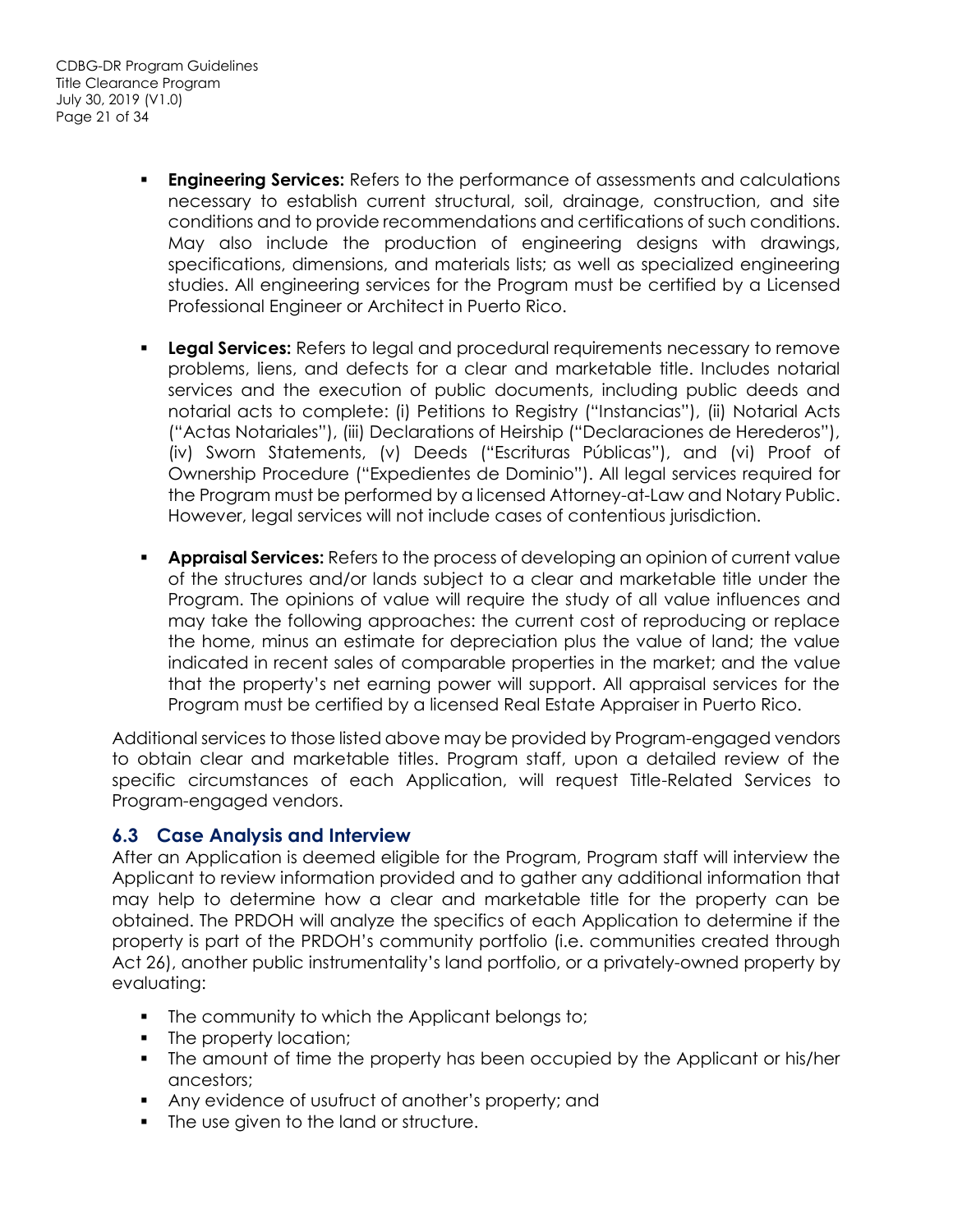- **Engineering Services:** Refers to the performance of assessments and calculations necessary to establish current structural, soil, drainage, construction, and site conditions and to provide recommendations and certifications of such conditions. May also include the production of engineering designs with drawings, specifications, dimensions, and materials lists; as well as specialized engineering studies. All engineering services for the Program must be certified by a Licensed Professional Engineer or Architect in Puerto Rico.
- **Legal Services:** Refers to legal and procedural requirements necessary to remove problems, liens, and defects for a clear and marketable title. Includes notarial services and the execution of public documents, including public deeds and notarial acts to complete: (i) Petitions to Registry ("Instancias"), (ii) Notarial Acts ("Actas Notariales"), (iii) Declarations of Heirship ("Declaraciones de Herederos"), (iv) Sworn Statements, (v) Deeds ("Escrituras Públicas"), and (vi) Proof of Ownership Procedure ("Expedientes de Dominio"). All legal services required for the Program must be performed by a licensed Attorney-at-Law and Notary Public. However, legal services will not include cases of contentious jurisdiction.
- **Appraisal Services:** Refers to the process of developing an opinion of current value of the structures and/or lands subject to a clear and marketable title under the Program. The opinions of value will require the study of all value influences and may take the following approaches: the current cost of reproducing or replace the home, minus an estimate for depreciation plus the value of land; the value indicated in recent sales of comparable properties in the market; and the value that the property's net earning power will support. All appraisal services for the Program must be certified by a licensed Real Estate Appraiser in Puerto Rico.

Additional services to those listed above may be provided by Program-engaged vendors to obtain clear and marketable titles. Program staff, upon a detailed review of the specific circumstances of each Application, will request Title-Related Services to Program-engaged vendors.

## 6.3 Case Analysis and Interview

After an Application is deemed eligible for the Program, Program staff will interview the Applicant to review information provided and to gather any additional information that may help to determine how a clear and marketable title for the property can be obtained. The PRDOH will analyze the specifics of each Application to determine if the property is part of the PRDOH's community portfolio (i.e. communities created through Act 26), another public instrumentality's land portfolio, or a privately-owned property by evaluating:

- The community to which the Applicant belongs to;
- The property location;
- The amount of time the property has been occupied by the Applicant or his/her ancestors;
- Any evidence of usufruct of another's property; and
- The use given to the land or structure.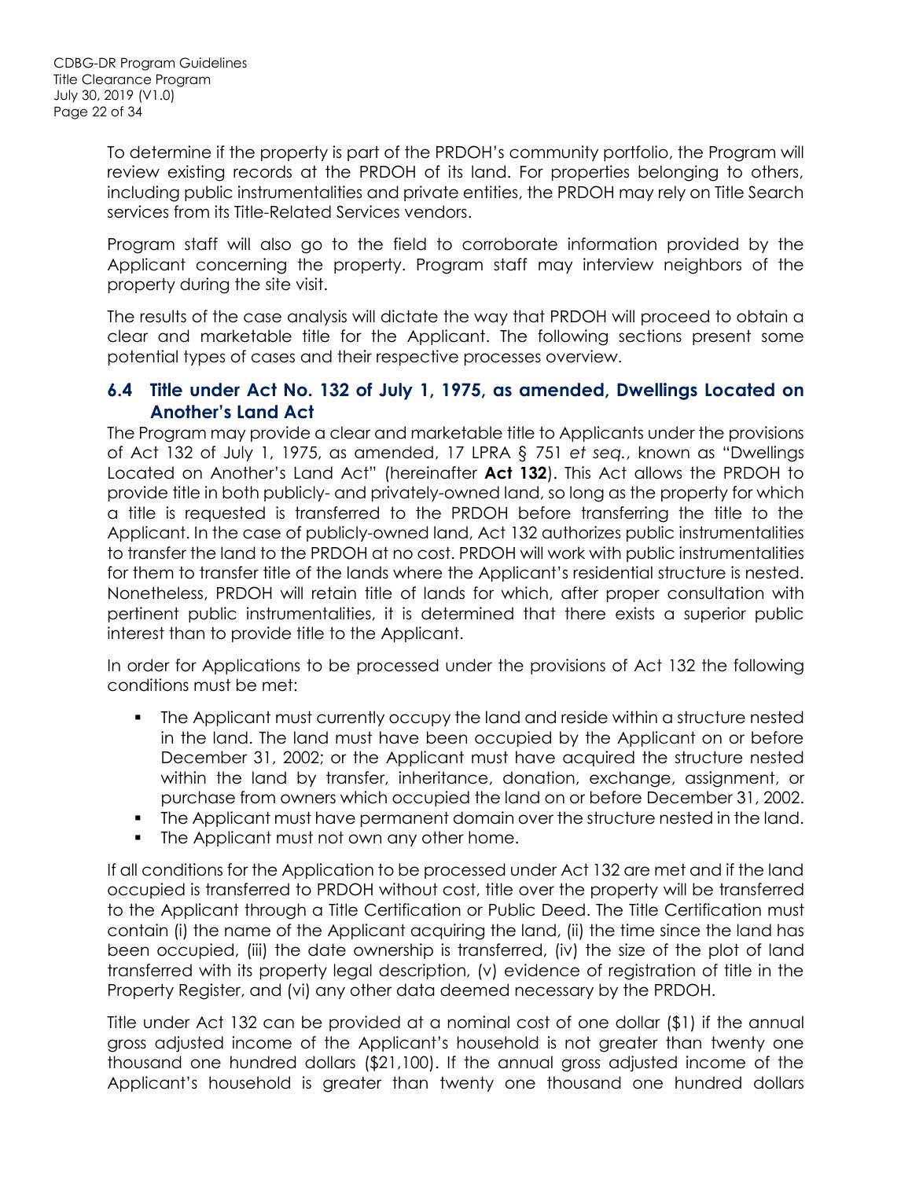To determine if the property is part of the PRDOH's community portfolio, the Program will review existing records at the PRDOH of its land. For properties belonging to others, including public instrumentalities and private entities, the PRDOH may rely on Title Search services from its Title-Related Services vendors.

Program staff will also go to the field to corroborate information provided by the Applicant concerning the property. Program staff may interview neighbors of the property during the site visit.

The results of the case analysis will dictate the way that PRDOH will proceed to obtain a clear and marketable title for the Applicant. The following sections present some potential types of cases and their respective processes overview.

## 6.4 Title under Act No. 132 of July 1, 1975, as amended, Dwellings Located on Another's Land Act

The Program may provide a clear and marketable title to Applicants under the provisions of Act 132 of July 1, 1975, as amended, 17 LPRA § 751 *et seq.*, known as "Dwellings Located on Another's Land Act" (hereinafter **Act 132**). This Act allows the PRDOH to provide title in both publicly- and privately-owned land, so long as the property for which a title is requested is transferred to the PRDOH before transferring the title to the Applicant. In the case of publicly-owned land, Act 132 authorizes public instrumentalities to transfer the land to the PRDOH at no cost. PRDOH will work with public instrumentalities for them to transfer title of the lands where the Applicant's residential structure is nested. Nonetheless, PRDOH will retain title of lands for which, after proper consultation with pertinent public instrumentalities, it is determined that there exists a superior public interest than to provide title to the Applicant.

In order for Applications to be processed under the provisions of Act 132 the following conditions must be met:

- The Applicant must currently occupy the land and reside within a structure nested in the land. The land must have been occupied by the Applicant on or before December 31, 2002; or the Applicant must have acquired the structure nested within the land by transfer, inheritance, donation, exchange, assignment, or purchase from owners which occupied the land on or before December 31, 2002.
- The Applicant must have permanent domain over the structure nested in the land.
- The Applicant must not own any other home.

If all conditions for the Application to be processed under Act 132 are met and if the land occupied is transferred to PRDOH without cost, title over the property will be transferred to the Applicant through a Title Certification or Public Deed. The Title Certification must contain (i) the name of the Applicant acquiring the land, (ii) the time since the land has been occupied, (iii) the date ownership is transferred, (iv) the size of the plot of land transferred with its property legal description, (v) evidence of registration of title in the Property Register, and (vi) any other data deemed necessary by the PRDOH.

Title under Act 132 can be provided at a nominal cost of one dollar ($1) if the annual gross adjusted income of the Applicant's household is not greater than twenty one thousand one hundred dollars ($21,100). If the annual gross adjusted income of the Applicant's household is greater than twenty one thousand one hundred dollars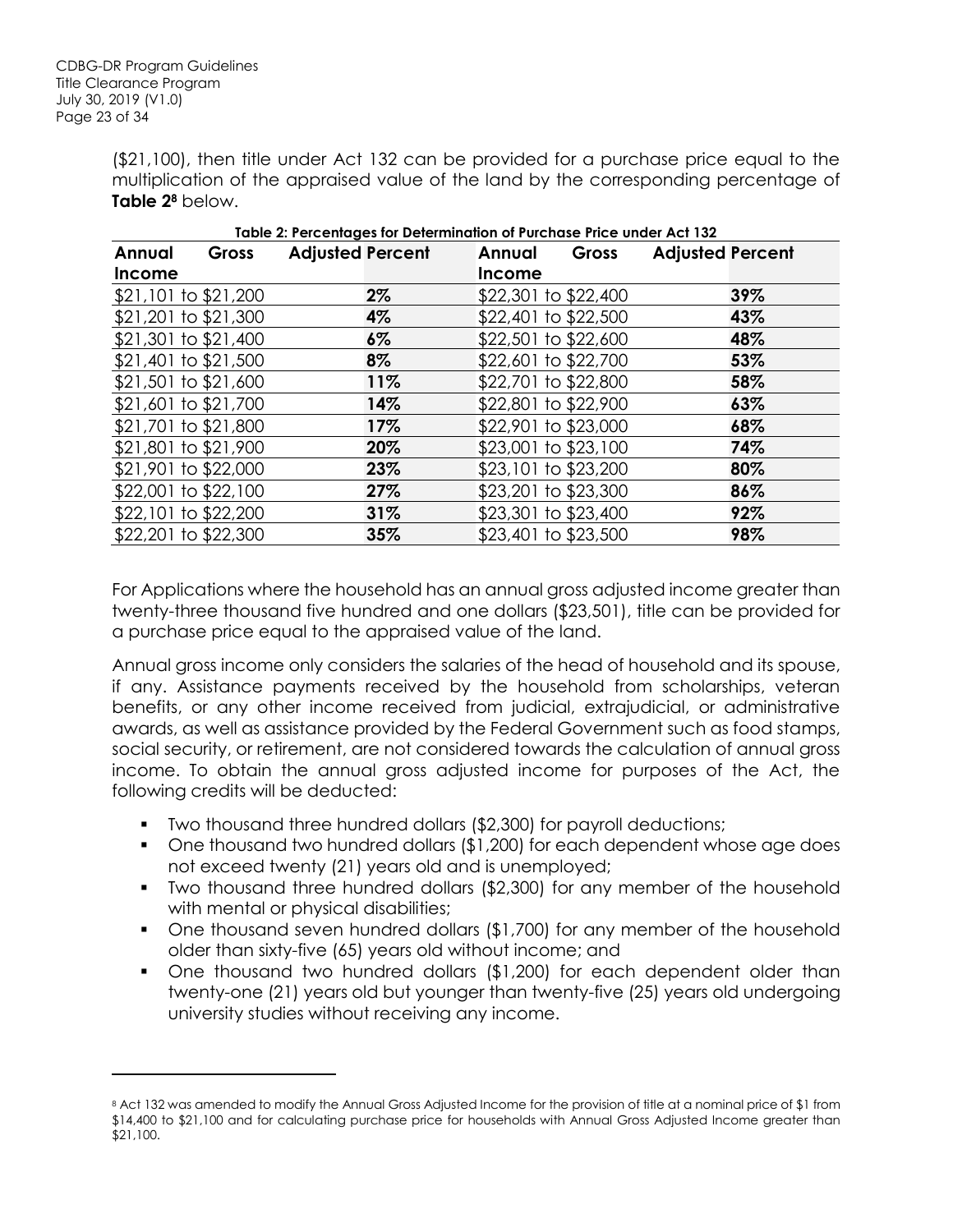($21,100), then title under Act 132 can be provided for a purchase price equal to the multiplication of the appraised value of the land by the corresponding percentage of **Table 2**[8] below.

**Table 2: Percentages for Determination of Purchase Price under Act 132**

| Annual Gross Income | Adjusted Percent | Annual Gross Income | Adjusted Percent |
|---|---|---|---|
| $21,101 to $21,200 | **2%** | $22,301 to $22,400 | **39%** |
| $21,201 to $21,300 | **4%** | $22,401 to $22,500 | **43%** |
| $21,301 to $21,400 | **6%** | $22,501 to $22,600 | **48%** |
| $21,401 to $21,500 | **8%** | $22,601 to $22,700 | **53%** |
| $21,501 to $21,600 | **11%** | $22,701 to $22,800 | **58%** |
| $21,601 to $21,700 | **14%** | $22,801 to $22,900 | **63%** |
| $21,701 to $21,800 | **17%** | $22,901 to $23,000 | **68%** |
| $21,801 to $21,900 | **20%** | $23,001 to $23,100 | **74%** |
| $21,901 to $22,000 | **23%** | $23,101 to $23,200 | **80%** |
| $22,001 to $22,100 | **27%** | $23,201 to $23,300 | **86%** |
| $22,101 to $22,200 | **31%** | $23,301 to $23,400 | **92%** |
| $22,201 to $22,300 | **35%** | $23,401 to $23,500 | **98%** |

For Applications where the household has an annual gross adjusted income greater than twenty-three thousand five hundred and one dollars ($23,501), title can be provided for a purchase price equal to the appraised value of the land.

Annual gross income only considers the salaries of the head of household and its spouse, if any. Assistance payments received by the household from scholarships, veteran benefits, or any other income received from judicial, extrajudicial, or administrative awards, as well as assistance provided by the Federal Government such as food stamps, social security, or retirement, are not considered towards the calculation of annual gross income. To obtain the annual gross adjusted income for purposes of the Act, the following credits will be deducted:

- Two thousand three hundred dollars ($2,300) for payroll deductions;
- One thousand two hundred dollars ($1,200) for each dependent whose age does not exceed twenty (21) years old and is unemployed;
- Two thousand three hundred dollars ($2,300) for any member of the household with mental or physical disabilities;
- One thousand seven hundred dollars ($1,700) for any member of the household older than sixty-five (65) years old without income; and
- One thousand two hundred dollars ($1,200) for each dependent older than twenty-one (21) years old but younger than twenty-five (25) years old undergoing university studies without receiving any income.

---

[8] Act 132 was amended to modify the Annual Gross Adjusted Income for the provision of title at a nominal price of $1 from $14,400 to $21,100 and for calculating purchase price for households with Annual Gross Adjusted Income greater than $21,100.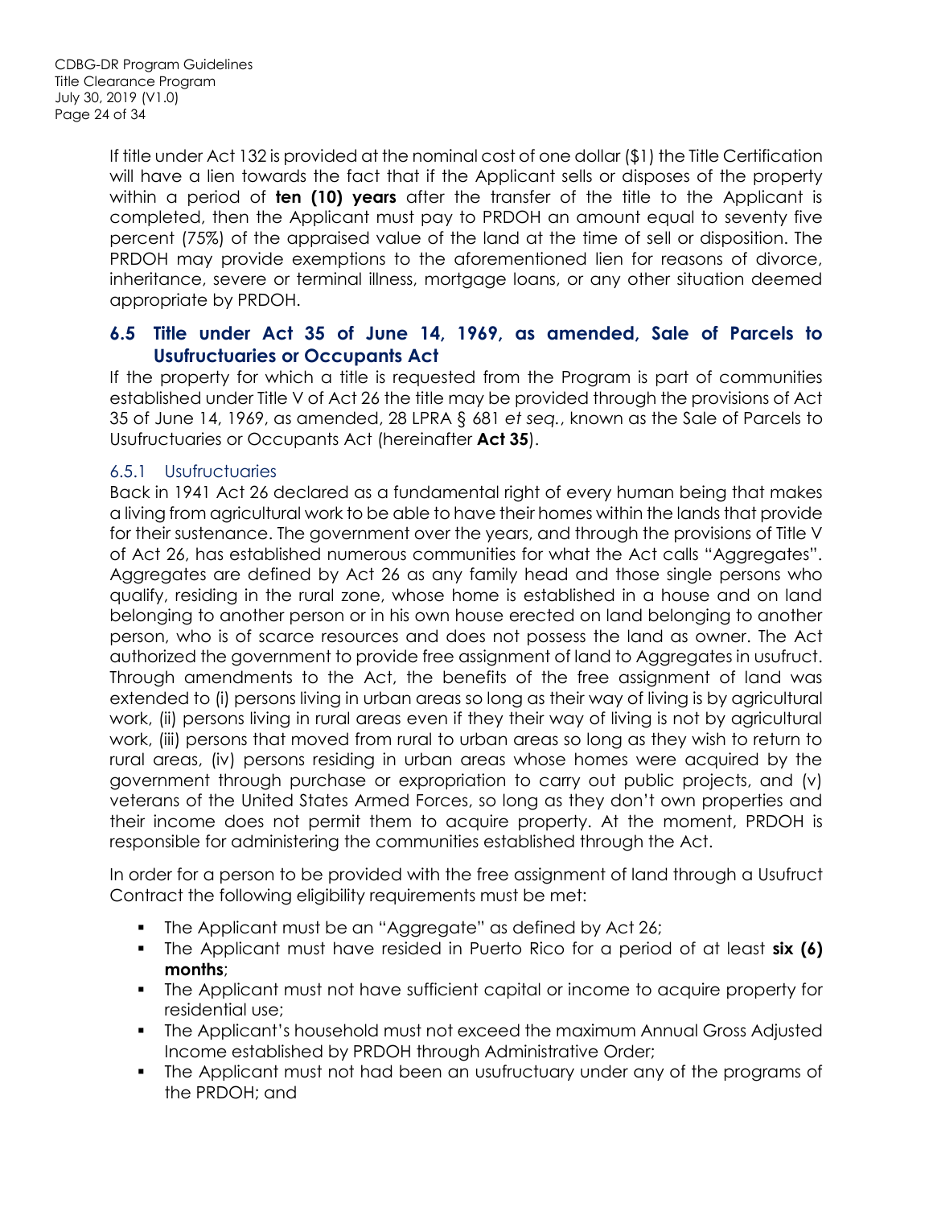If title under Act 132 is provided at the nominal cost of one dollar ($1) the Title Certification will have a lien towards the fact that if the Applicant sells or disposes of the property within a period of **ten (10) years** after the transfer of the title to the Applicant is completed, then the Applicant must pay to PRDOH an amount equal to seventy five percent (75%) of the appraised value of the land at the time of sell or disposition. The PRDOH may provide exemptions to the aforementioned lien for reasons of divorce, inheritance, severe or terminal illness, mortgage loans, or any other situation deemed appropriate by PRDOH.

## 6.5 Title under Act 35 of June 14, 1969, as amended, Sale of Parcels to Usufructuaries or Occupants Act

If the property for which a title is requested from the Program is part of communities established under Title V of Act 26 the title may be provided through the provisions of Act 35 of June 14, 1969, as amended, 28 LPRA § 681 *et seq.*, known as the Sale of Parcels to Usufructuaries or Occupants Act (hereinafter **Act 35**).

### 6.5.1 Usufructuaries

Back in 1941 Act 26 declared as a fundamental right of every human being that makes a living from agricultural work to be able to have their homes within the lands that provide for their sustenance. The government over the years, and through the provisions of Title V of Act 26, has established numerous communities for what the Act calls "Aggregates". Aggregates are defined by Act 26 as any family head and those single persons who qualify, residing in the rural zone, whose home is established in a house and on land belonging to another person or in his own house erected on land belonging to another person, who is of scarce resources and does not possess the land as owner. The Act authorized the government to provide free assignment of land to Aggregates in usufruct. Through amendments to the Act, the benefits of the free assignment of land was extended to (i) persons living in urban areas so long as their way of living is by agricultural work, (ii) persons living in rural areas even if they their way of living is not by agricultural work, (iii) persons that moved from rural to urban areas so long as they wish to return to rural areas, (iv) persons residing in urban areas whose homes were acquired by the government through purchase or expropriation to carry out public projects, and (v) veterans of the United States Armed Forces, so long as they don't own properties and their income does not permit them to acquire property. At the moment, PRDOH is responsible for administering the communities established through the Act.

In order for a person to be provided with the free assignment of land through a Usufruct Contract the following eligibility requirements must be met:

- The Applicant must be an "Aggregate" as defined by Act 26;
- The Applicant must have resided in Puerto Rico for a period of at least **six (6) months**;
- The Applicant must not have sufficient capital or income to acquire property for residential use;
- The Applicant's household must not exceed the maximum Annual Gross Adjusted Income established by PRDOH through Administrative Order;
- The Applicant must not had been an usufructuary under any of the programs of the PRDOH; and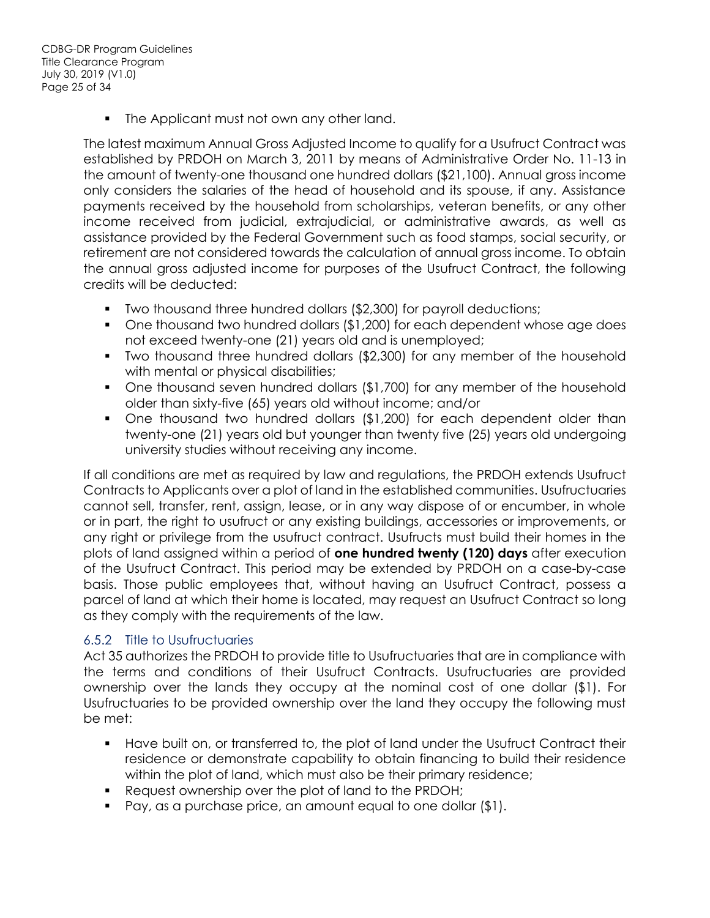- The Applicant must not own any other land.

The latest maximum Annual Gross Adjusted Income to qualify for a Usufruct Contract was established by PRDOH on March 3, 2011 by means of Administrative Order No. 11-13 in the amount of twenty-one thousand one hundred dollars ($21,100). Annual gross income only considers the salaries of the head of household and its spouse, if any. Assistance payments received by the household from scholarships, veteran benefits, or any other income received from judicial, extrajudicial, or administrative awards, as well as assistance provided by the Federal Government such as food stamps, social security, or retirement are not considered towards the calculation of annual gross income. To obtain the annual gross adjusted income for purposes of the Usufruct Contract, the following credits will be deducted:

- Two thousand three hundred dollars ($2,300) for payroll deductions;
- One thousand two hundred dollars ($1,200) for each dependent whose age does not exceed twenty-one (21) years old and is unemployed;
- Two thousand three hundred dollars ($2,300) for any member of the household with mental or physical disabilities;
- One thousand seven hundred dollars ($1,700) for any member of the household older than sixty-five (65) years old without income; and/or
- One thousand two hundred dollars ($1,200) for each dependent older than twenty-one (21) years old but younger than twenty five (25) years old undergoing university studies without receiving any income.

If all conditions are met as required by law and regulations, the PRDOH extends Usufruct Contracts to Applicants over a plot of land in the established communities. Usufructuaries cannot sell, transfer, rent, assign, lease, or in any way dispose of or encumber, in whole or in part, the right to usufruct or any existing buildings, accessories or improvements, or any right or privilege from the usufruct contract. Usufructs must build their homes in the plots of land assigned within a period of **one hundred twenty (120) days** after execution of the Usufruct Contract. This period may be extended by PRDOH on a case-by-case basis. Those public employees that, without having an Usufruct Contract, possess a parcel of land at which their home is located, may request an Usufruct Contract so long as they comply with the requirements of the law.

### 6.5.2 Title to Usufructuaries

Act 35 authorizes the PRDOH to provide title to Usufructuaries that are in compliance with the terms and conditions of their Usufruct Contracts. Usufructuaries are provided ownership over the lands they occupy at the nominal cost of one dollar ($1). For Usufructuaries to be provided ownership over the land they occupy the following must be met:

- Have built on, or transferred to, the plot of land under the Usufruct Contract their residence or demonstrate capability to obtain financing to build their residence within the plot of land, which must also be their primary residence;
- Request ownership over the plot of land to the PRDOH;
- Pay, as a purchase price, an amount equal to one dollar ($1).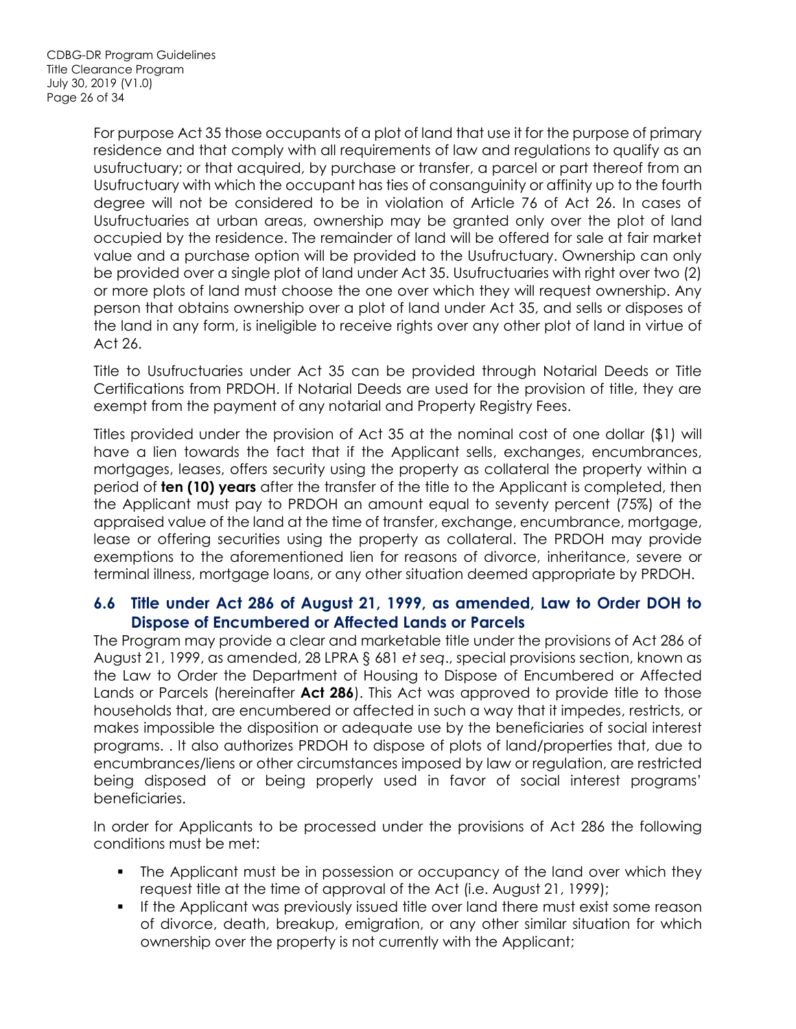For purpose Act 35 those occupants of a plot of land that use it for the purpose of primary residence and that comply with all requirements of law and regulations to qualify as an usufructuary; or that acquired, by purchase or transfer, a parcel or part thereof from an Usufructuary with which the occupant has ties of consanguinity or affinity up to the fourth degree will not be considered to be in violation of Article 76 of Act 26. In cases of Usufructuaries at urban areas, ownership may be granted only over the plot of land occupied by the residence. The remainder of land will be offered for sale at fair market value and a purchase option will be provided to the Usufructuary. Ownership can only be provided over a single plot of land under Act 35. Usufructuaries with right over two (2) or more plots of land must choose the one over which they will request ownership. Any person that obtains ownership over a plot of land under Act 35, and sells or disposes of the land in any form, is ineligible to receive rights over any other plot of land in virtue of Act 26.

Title to Usufructuaries under Act 35 can be provided through Notarial Deeds or Title Certifications from PRDOH. If Notarial Deeds are used for the provision of title, they are exempt from the payment of any notarial and Property Registry Fees.

Titles provided under the provision of Act 35 at the nominal cost of one dollar ($1) will have a lien towards the fact that if the Applicant sells, exchanges, encumbrances, mortgages, leases, offers security using the property as collateral the property within a period of **ten (10) years** after the transfer of the title to the Applicant is completed, then the Applicant must pay to PRDOH an amount equal to seventy percent (75%) of the appraised value of the land at the time of transfer, exchange, encumbrance, mortgage, lease or offering securities using the property as collateral. The PRDOH may provide exemptions to the aforementioned lien for reasons of divorce, inheritance, severe or terminal illness, mortgage loans, or any other situation deemed appropriate by PRDOH.

## 6.6 Title under Act 286 of August 21, 1999, as amended, Law to Order DOH to Dispose of Encumbered or Affected Lands or Parcels

The Program may provide a clear and marketable title under the provisions of Act 286 of August 21, 1999, as amended, 28 LPRA § 681 *et seq*., special provisions section, known as the Law to Order the Department of Housing to Dispose of Encumbered or Affected Lands or Parcels (hereinafter **Act 286**). This Act was approved to provide title to those households that, are encumbered or affected in such a way that it impedes, restricts, or makes impossible the disposition or adequate use by the beneficiaries of social interest programs. . It also authorizes PRDOH to dispose of plots of land/properties that, due to encumbrances/liens or other circumstances imposed by law or regulation, are restricted being disposed of or being properly used in favor of social interest programs' beneficiaries.

In order for Applicants to be processed under the provisions of Act 286 the following conditions must be met:

- The Applicant must be in possession or occupancy of the land over which they request title at the time of approval of the Act (i.e. August 21, 1999);
- If the Applicant was previously issued title over land there must exist some reason of divorce, death, breakup, emigration, or any other similar situation for which ownership over the property is not currently with the Applicant;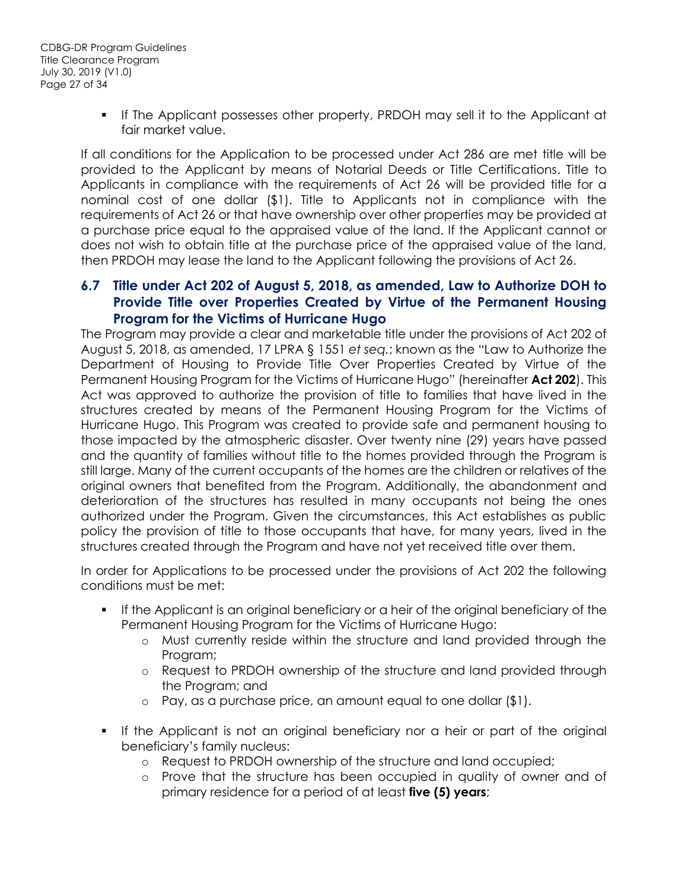- If The Applicant possesses other property, PRDOH may sell it to the Applicant at fair market value.

If all conditions for the Application to be processed under Act 286 are met title will be provided to the Applicant by means of Notarial Deeds or Title Certifications. Title to Applicants in compliance with the requirements of Act 26 will be provided title for a nominal cost of one dollar ($1). Title to Applicants not in compliance with the requirements of Act 26 or that have ownership over other properties may be provided at a purchase price equal to the appraised value of the land. If the Applicant cannot or does not wish to obtain title at the purchase price of the appraised value of the land, then PRDOH may lease the land to the Applicant following the provisions of Act 26.

## 6.7 Title under Act 202 of August 5, 2018, as amended, Law to Authorize DOH to Provide Title over Properties Created by Virtue of the Permanent Housing Program for the Victims of Hurricane Hugo

The Program may provide a clear and marketable title under the provisions of Act 202 of August 5, 2018, as amended, 17 LPRA § 1551 *et seq.*; known as the "Law to Authorize the Department of Housing to Provide Title Over Properties Created by Virtue of the Permanent Housing Program for the Victims of Hurricane Hugo" (hereinafter **Act 202**). This Act was approved to authorize the provision of title to families that have lived in the structures created by means of the Permanent Housing Program for the Victims of Hurricane Hugo. This Program was created to provide safe and permanent housing to those impacted by the atmospheric disaster. Over twenty nine (29) years have passed and the quantity of families without title to the homes provided through the Program is still large. Many of the current occupants of the homes are the children or relatives of the original owners that benefited from the Program. Additionally, the abandonment and deterioration of the structures has resulted in many occupants not being the ones authorized under the Program. Given the circumstances, this Act establishes as public policy the provision of title to those occupants that have, for many years, lived in the structures created through the Program and have not yet received title over them.

In order for Applications to be processed under the provisions of Act 202 the following conditions must be met:

- If the Applicant is an original beneficiary or a heir of the original beneficiary of the Permanent Housing Program for the Victims of Hurricane Hugo:
  - Must currently reside within the structure and land provided through the Program;
  - Request to PRDOH ownership of the structure and land provided through the Program; and
  - Pay, as a purchase price, an amount equal to one dollar ($1).
- If the Applicant is not an original beneficiary nor a heir or part of the original beneficiary's family nucleus:
  - Request to PRDOH ownership of the structure and land occupied;
  - Prove that the structure has been occupied in quality of owner and of primary residence for a period of at least **five (5) years**;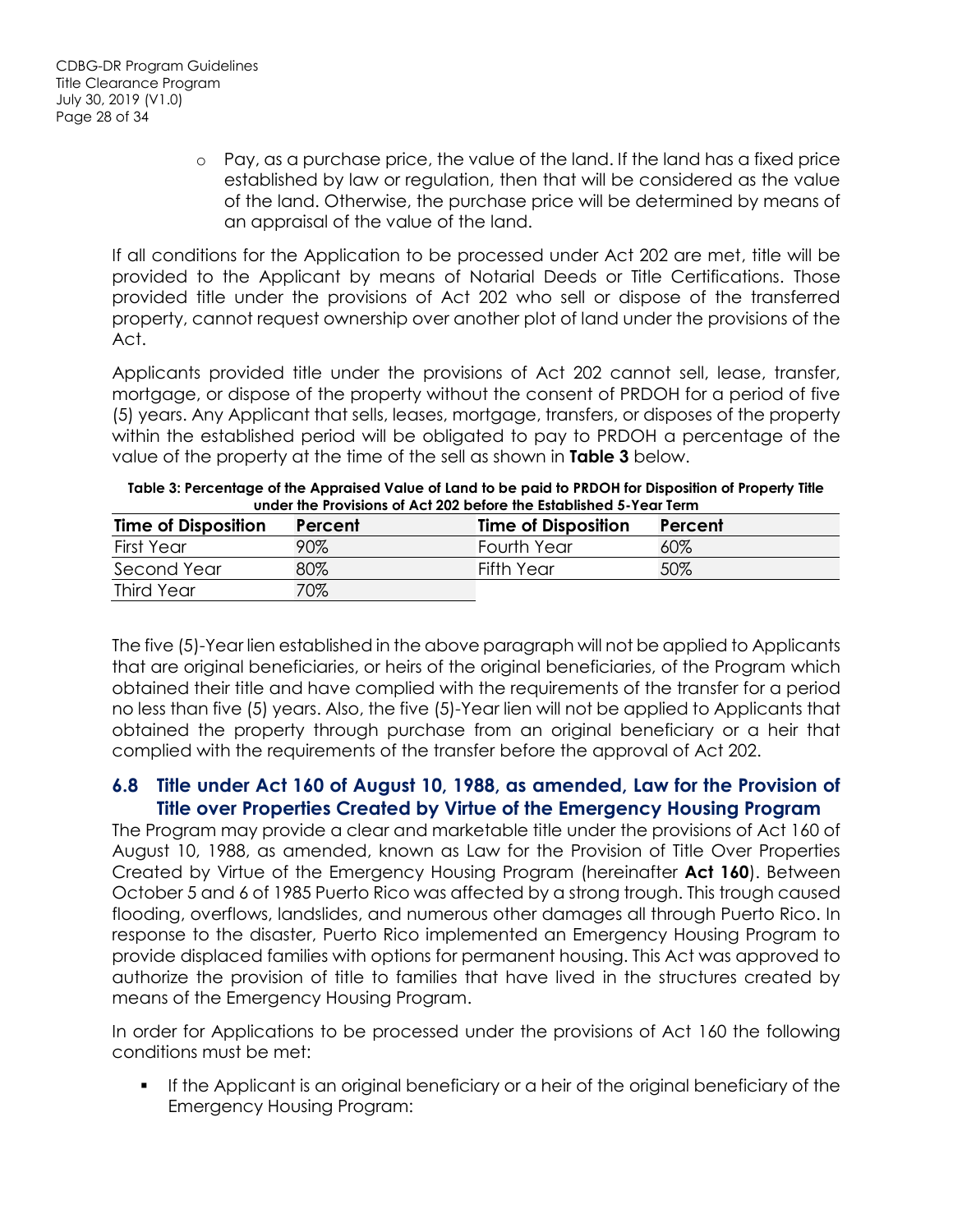- Pay, as a purchase price, the value of the land. If the land has a fixed price established by law or regulation, then that will be considered as the value of the land. Otherwise, the purchase price will be determined by means of an appraisal of the value of the land.

If all conditions for the Application to be processed under Act 202 are met, title will be provided to the Applicant by means of Notarial Deeds or Title Certifications. Those provided title under the provisions of Act 202 who sell or dispose of the transferred property, cannot request ownership over another plot of land under the provisions of the Act.

Applicants provided title under the provisions of Act 202 cannot sell, lease, transfer, mortgage, or dispose of the property without the consent of PRDOH for a period of five (5) years. Any Applicant that sells, leases, mortgage, transfers, or disposes of the property within the established period will be obligated to pay to PRDOH a percentage of the value of the property at the time of the sell as shown in **Table 3** below.

**Table 3: Percentage of the Appraised Value of Land to be paid to PRDOH for Disposition of Property Title under the Provisions of Act 202 before the Established 5-Year Term**

| Time of Disposition | Percent | Time of Disposition | Percent |
|---|---|---|---|
| First Year | 90% | Fourth Year | 60% |
| Second Year | 80% | Fifth Year | 50% |
| Third Year | 70% | | |

The five (5)-Year lien established in the above paragraph will not be applied to Applicants that are original beneficiaries, or heirs of the original beneficiaries, of the Program which obtained their title and have complied with the requirements of the transfer for a period no less than five (5) years. Also, the five (5)-Year lien will not be applied to Applicants that obtained the property through purchase from an original beneficiary or a heir that complied with the requirements of the transfer before the approval of Act 202.

## 6.8 Title under Act 160 of August 10, 1988, as amended, Law for the Provision of Title over Properties Created by Virtue of the Emergency Housing Program

The Program may provide a clear and marketable title under the provisions of Act 160 of August 10, 1988, as amended, known as Law for the Provision of Title Over Properties Created by Virtue of the Emergency Housing Program (hereinafter **Act 160**). Between October 5 and 6 of 1985 Puerto Rico was affected by a strong trough. This trough caused flooding, overflows, landslides, and numerous other damages all through Puerto Rico. In response to the disaster, Puerto Rico implemented an Emergency Housing Program to provide displaced families with options for permanent housing. This Act was approved to authorize the provision of title to families that have lived in the structures created by means of the Emergency Housing Program.

In order for Applications to be processed under the provisions of Act 160 the following conditions must be met:

- If the Applicant is an original beneficiary or a heir of the original beneficiary of the Emergency Housing Program: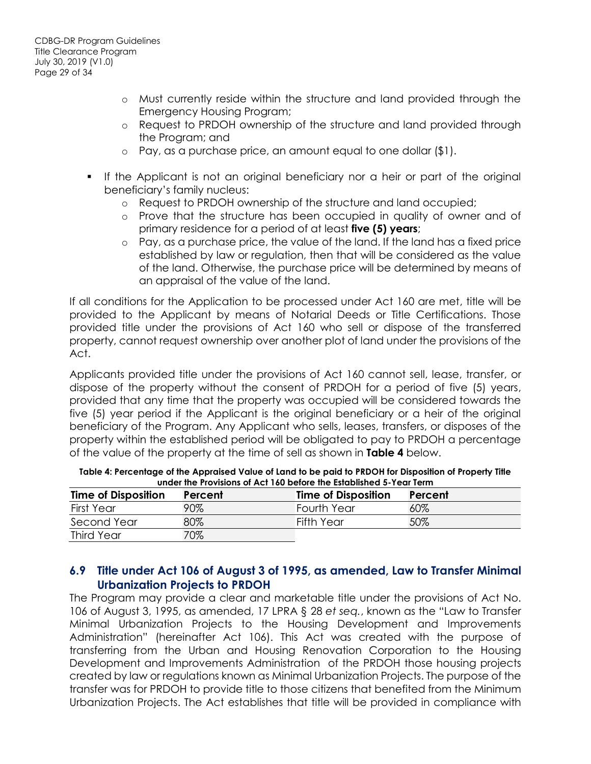- Must currently reside within the structure and land provided through the Emergency Housing Program;
  - Request to PRDOH ownership of the structure and land provided through the Program; and
  - Pay, as a purchase price, an amount equal to one dollar ($1).

- If the Applicant is not an original beneficiary nor a heir or part of the original beneficiary's family nucleus:
  - Request to PRDOH ownership of the structure and land occupied;
  - Prove that the structure has been occupied in quality of owner and of primary residence for a period of at least **five (5) years**;
  - Pay, as a purchase price, the value of the land. If the land has a fixed price established by law or regulation, then that will be considered as the value of the land. Otherwise, the purchase price will be determined by means of an appraisal of the value of the land.

If all conditions for the Application to be processed under Act 160 are met, title will be provided to the Applicant by means of Notarial Deeds or Title Certifications. Those provided title under the provisions of Act 160 who sell or dispose of the transferred property, cannot request ownership over another plot of land under the provisions of the Act.

Applicants provided title under the provisions of Act 160 cannot sell, lease, transfer, or dispose of the property without the consent of PRDOH for a period of five (5) years, provided that any time that the property was occupied will be considered towards the five (5) year period if the Applicant is the original beneficiary or a heir of the original beneficiary of the Program. Any Applicant who sells, leases, transfers, or disposes of the property within the established period will be obligated to pay to PRDOH a percentage of the value of the property at the time of sell as shown in **Table 4** below.

**Table 4: Percentage of the Appraised Value of Land to be paid to PRDOH for Disposition of Property Title under the Provisions of Act 160 before the Established 5-Year Term**

| Time of Disposition | Percent | Time of Disposition | Percent |
|---|---|---|---|
| First Year | 90% | Fourth Year | 60% |
| Second Year | 80% | Fifth Year | 50% |
| Third Year | 70% | | |

## 6.9 Title under Act 106 of August 3 of 1995, as amended, Law to Transfer Minimal Urbanization Projects to PRDOH

The Program may provide a clear and marketable title under the provisions of Act No. 106 of August 3, 1995, as amended, 17 LPRA § 28 *et seq.*, known as the "Law to Transfer Minimal Urbanization Projects to the Housing Development and Improvements Administration" (hereinafter Act 106). This Act was created with the purpose of transferring from the Urban and Housing Renovation Corporation to the Housing Development and Improvements Administration of the PRDOH those housing projects created by law or regulations known as Minimal Urbanization Projects. The purpose of the transfer was for PRDOH to provide title to those citizens that benefited from the Minimum Urbanization Projects. The Act establishes that title will be provided in compliance with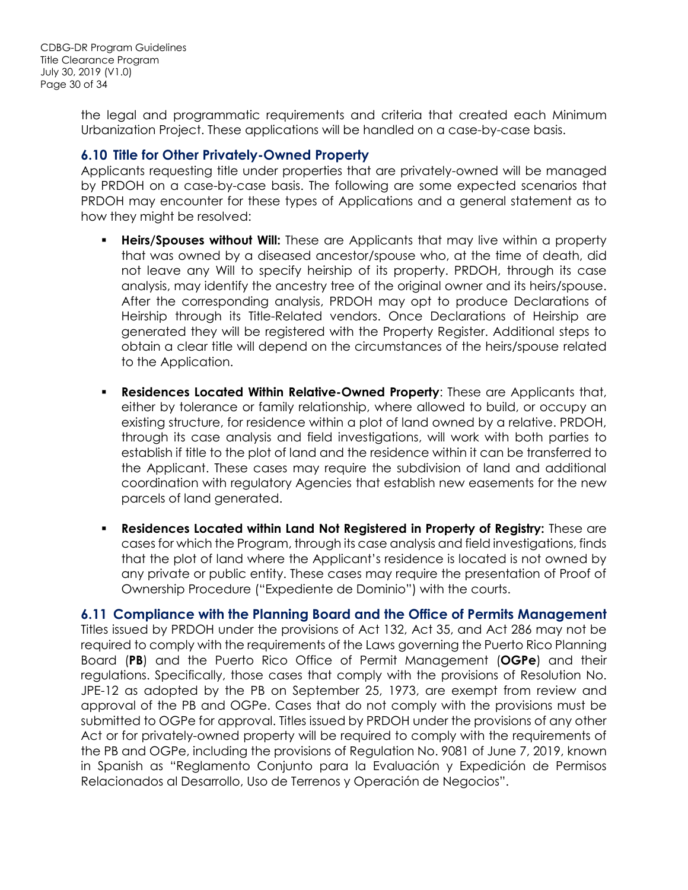the legal and programmatic requirements and criteria that created each Minimum Urbanization Project. These applications will be handled on a case-by-case basis.

### 6.10 Title for Other Privately-Owned Property

Applicants requesting title under properties that are privately-owned will be managed by PRDOH on a case-by-case basis. The following are some expected scenarios that PRDOH may encounter for these types of Applications and a general statement as to how they might be resolved:

- **Heirs/Spouses without Will:** These are Applicants that may live within a property that was owned by a diseased ancestor/spouse who, at the time of death, did not leave any Will to specify heirship of its property. PRDOH, through its case analysis, may identify the ancestry tree of the original owner and its heirs/spouse. After the corresponding analysis, PRDOH may opt to produce Declarations of Heirship through its Title-Related vendors. Once Declarations of Heirship are generated they will be registered with the Property Register. Additional steps to obtain a clear title will depend on the circumstances of the heirs/spouse related to the Application.

- **Residences Located Within Relative-Owned Property**: These are Applicants that, either by tolerance or family relationship, where allowed to build, or occupy an existing structure, for residence within a plot of land owned by a relative. PRDOH, through its case analysis and field investigations, will work with both parties to establish if title to the plot of land and the residence within it can be transferred to the Applicant. These cases may require the subdivision of land and additional coordination with regulatory Agencies that establish new easements for the new parcels of land generated.

- **Residences Located within Land Not Registered in Property of Registry:** These are cases for which the Program, through its case analysis and field investigations, finds that the plot of land where the Applicant's residence is located is not owned by any private or public entity. These cases may require the presentation of Proof of Ownership Procedure ("Expediente de Dominio") with the courts.

### 6.11 Compliance with the Planning Board and the Office of Permits Management

Titles issued by PRDOH under the provisions of Act 132, Act 35, and Act 286 may not be required to comply with the requirements of the Laws governing the Puerto Rico Planning Board (**PB**) and the Puerto Rico Office of Permit Management (**OGPe**) and their regulations. Specifically, those cases that comply with the provisions of Resolution No. JPE-12 as adopted by the PB on September 25, 1973, are exempt from review and approval of the PB and OGPe. Cases that do not comply with the provisions must be submitted to OGPe for approval. Titles issued by PRDOH under the provisions of any other Act or for privately-owned property will be required to comply with the requirements of the PB and OGPe, including the provisions of Regulation No. 9081 of June 7, 2019, known in Spanish as "Reglamento Conjunto para la Evaluación y Expedición de Permisos Relacionados al Desarrollo, Uso de Terrenos y Operación de Negocios".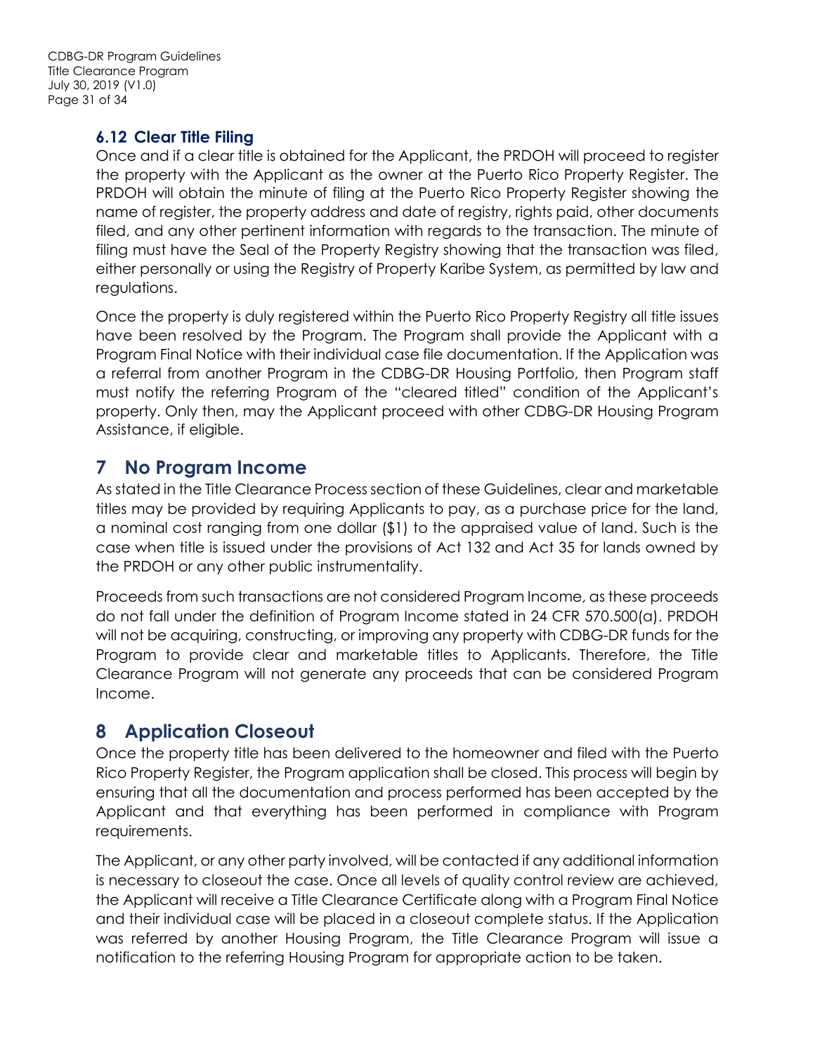### 6.12 Clear Title Filing

Once and if a clear title is obtained for the Applicant, the PRDOH will proceed to register the property with the Applicant as the owner at the Puerto Rico Property Register. The PRDOH will obtain the minute of filing at the Puerto Rico Property Register showing the name of register, the property address and date of registry, rights paid, other documents filed, and any other pertinent information with regards to the transaction. The minute of filing must have the Seal of the Property Registry showing that the transaction was filed, either personally or using the Registry of Property Karibe System, as permitted by law and regulations.

Once the property is duly registered within the Puerto Rico Property Registry all title issues have been resolved by the Program. The Program shall provide the Applicant with a Program Final Notice with their individual case file documentation. If the Application was a referral from another Program in the CDBG-DR Housing Portfolio, then Program staff must notify the referring Program of the "cleared titled" condition of the Applicant's property. Only then, may the Applicant proceed with other CDBG-DR Housing Program Assistance, if eligible.

## 7 No Program Income

As stated in the Title Clearance Process section of these Guidelines, clear and marketable titles may be provided by requiring Applicants to pay, as a purchase price for the land, a nominal cost ranging from one dollar ($1) to the appraised value of land. Such is the case when title is issued under the provisions of Act 132 and Act 35 for lands owned by the PRDOH or any other public instrumentality.

Proceeds from such transactions are not considered Program Income, as these proceeds do not fall under the definition of Program Income stated in 24 CFR 570.500(a). PRDOH will not be acquiring, constructing, or improving any property with CDBG-DR funds for the Program to provide clear and marketable titles to Applicants. Therefore, the Title Clearance Program will not generate any proceeds that can be considered Program Income.

## 8 Application Closeout

Once the property title has been delivered to the homeowner and filed with the Puerto Rico Property Register, the Program application shall be closed. This process will begin by ensuring that all the documentation and process performed has been accepted by the Applicant and that everything has been performed in compliance with Program requirements.

The Applicant, or any other party involved, will be contacted if any additional information is necessary to closeout the case. Once all levels of quality control review are achieved, the Applicant will receive a Title Clearance Certificate along with a Program Final Notice and their individual case will be placed in a closeout complete status. If the Application was referred by another Housing Program, the Title Clearance Program will issue a notification to the referring Housing Program for appropriate action to be taken.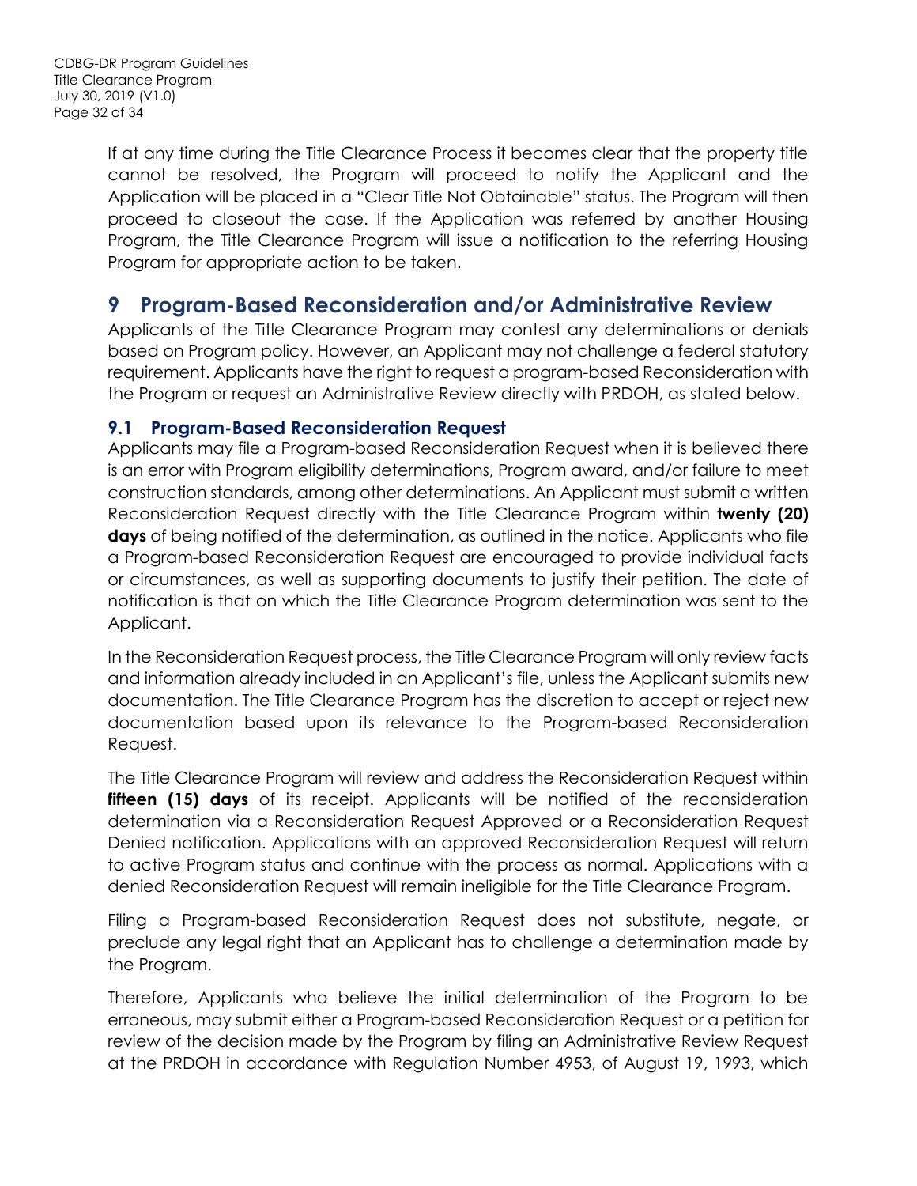If at any time during the Title Clearance Process it becomes clear that the property title cannot be resolved, the Program will proceed to notify the Applicant and the Application will be placed in a "Clear Title Not Obtainable" status. The Program will then proceed to closeout the case. If the Application was referred by another Housing Program, the Title Clearance Program will issue a notification to the referring Housing Program for appropriate action to be taken.

# 9 Program-Based Reconsideration and/or Administrative Review

Applicants of the Title Clearance Program may contest any determinations or denials based on Program policy. However, an Applicant may not challenge a federal statutory requirement. Applicants have the right to request a program-based Reconsideration with the Program or request an Administrative Review directly with PRDOH, as stated below.

## 9.1 Program-Based Reconsideration Request

Applicants may file a Program-based Reconsideration Request when it is believed there is an error with Program eligibility determinations, Program award, and/or failure to meet construction standards, among other determinations. An Applicant must submit a written Reconsideration Request directly with the Title Clearance Program within **twenty (20) days** of being notified of the determination, as outlined in the notice. Applicants who file a Program-based Reconsideration Request are encouraged to provide individual facts or circumstances, as well as supporting documents to justify their petition. The date of notification is that on which the Title Clearance Program determination was sent to the Applicant.

In the Reconsideration Request process, the Title Clearance Program will only review facts and information already included in an Applicant's file, unless the Applicant submits new documentation. The Title Clearance Program has the discretion to accept or reject new documentation based upon its relevance to the Program-based Reconsideration Request.

The Title Clearance Program will review and address the Reconsideration Request within **fifteen (15) days** of its receipt. Applicants will be notified of the reconsideration determination via a Reconsideration Request Approved or a Reconsideration Request Denied notification. Applications with an approved Reconsideration Request will return to active Program status and continue with the process as normal. Applications with a denied Reconsideration Request will remain ineligible for the Title Clearance Program.

Filing a Program-based Reconsideration Request does not substitute, negate, or preclude any legal right that an Applicant has to challenge a determination made by the Program.

Therefore, Applicants who believe the initial determination of the Program to be erroneous, may submit either a Program-based Reconsideration Request or a petition for review of the decision made by the Program by filing an Administrative Review Request at the PRDOH in accordance with Regulation Number 4953, of August 19, 1993, which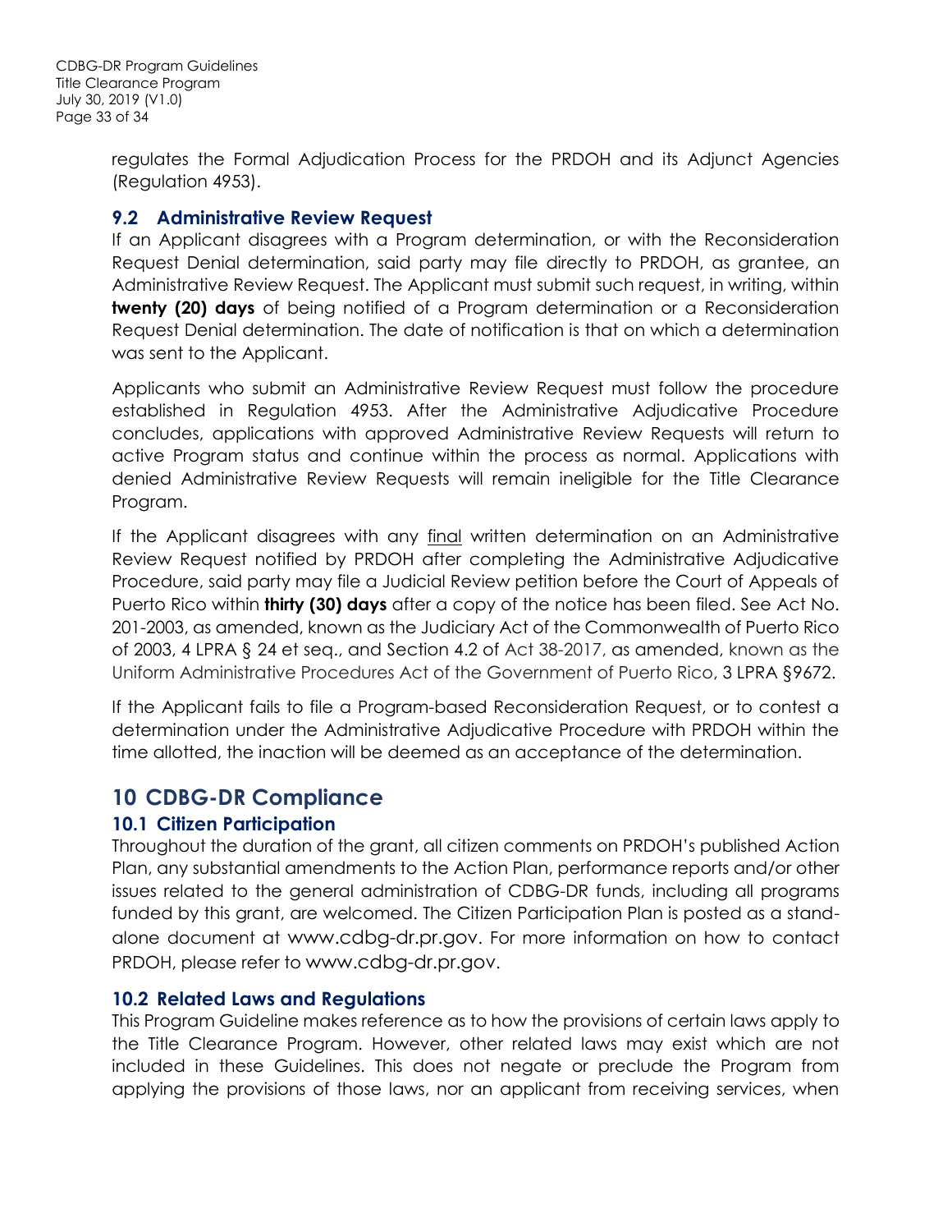regulates the Formal Adjudication Process for the PRDOH and its Adjunct Agencies (Regulation 4953).

### 9.2 Administrative Review Request

If an Applicant disagrees with a Program determination, or with the Reconsideration Request Denial determination, said party may file directly to PRDOH, as grantee, an Administrative Review Request. The Applicant must submit such request, in writing, within **twenty (20) days** of being notified of a Program determination or a Reconsideration Request Denial determination. The date of notification is that on which a determination was sent to the Applicant.

Applicants who submit an Administrative Review Request must follow the procedure established in Regulation 4953. After the Administrative Adjudicative Procedure concludes, applications with approved Administrative Review Requests will return to active Program status and continue within the process as normal. Applications with denied Administrative Review Requests will remain ineligible for the Title Clearance Program.

If the Applicant disagrees with any <u>final</u> written determination on an Administrative Review Request notified by PRDOH after completing the Administrative Adjudicative Procedure, said party may file a Judicial Review petition before the Court of Appeals of Puerto Rico within **thirty (30) days** after a copy of the notice has been filed. See Act No. 201-2003, as amended, known as the Judiciary Act of the Commonwealth of Puerto Rico of 2003, 4 LPRA § 24 et seq., and Section 4.2 of Act 38-2017, as amended, known as the Uniform Administrative Procedures Act of the Government of Puerto Rico, 3 LPRA §9672.

If the Applicant fails to file a Program-based Reconsideration Request, or to contest a determination under the Administrative Adjudicative Procedure with PRDOH within the time allotted, the inaction will be deemed as an acceptance of the determination.

## 10 CDBG-DR Compliance

### 10.1 Citizen Participation

Throughout the duration of the grant, all citizen comments on PRDOH's published Action Plan, any substantial amendments to the Action Plan, performance reports and/or other issues related to the general administration of CDBG-DR funds, including all programs funded by this grant, are welcomed. The Citizen Participation Plan is posted as a stand-alone document at www.cdbg-dr.pr.gov. For more information on how to contact PRDOH, please refer to www.cdbg-dr.pr.gov.

### 10.2 Related Laws and Regulations

This Program Guideline makes reference as to how the provisions of certain laws apply to the Title Clearance Program. However, other related laws may exist which are not included in these Guidelines. This does not negate or preclude the Program from applying the provisions of those laws, nor an applicant from receiving services, when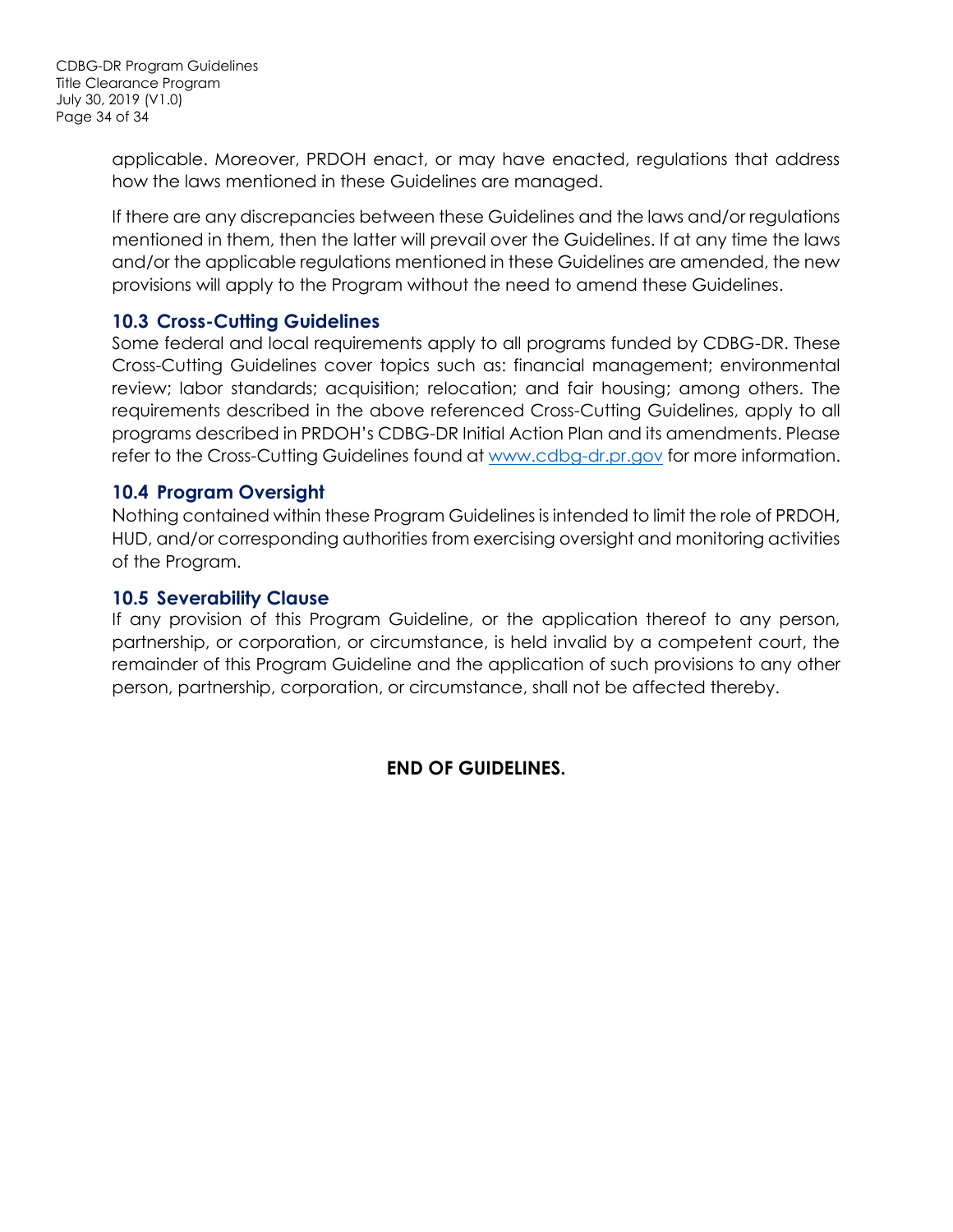applicable. Moreover, PRDOH enact, or may have enacted, regulations that address how the laws mentioned in these Guidelines are managed.

If there are any discrepancies between these Guidelines and the laws and/or regulations mentioned in them, then the latter will prevail over the Guidelines. If at any time the laws and/or the applicable regulations mentioned in these Guidelines are amended, the new provisions will apply to the Program without the need to amend these Guidelines.

## 10.3 Cross-Cutting Guidelines

Some federal and local requirements apply to all programs funded by CDBG-DR. These Cross-Cutting Guidelines cover topics such as: financial management; environmental review; labor standards; acquisition; relocation; and fair housing; among others. The requirements described in the above referenced Cross-Cutting Guidelines, apply to all programs described in PRDOH's CDBG-DR Initial Action Plan and its amendments. Please refer to the Cross-Cutting Guidelines found at [www.cdbg-dr.pr.gov](http://www.cdbg-dr.pr.gov) for more information.

## 10.4 Program Oversight

Nothing contained within these Program Guidelines is intended to limit the role of PRDOH, HUD, and/or corresponding authorities from exercising oversight and monitoring activities of the Program.

## 10.5 Severability Clause

If any provision of this Program Guideline, or the application thereof to any person, partnership, or corporation, or circumstance, is held invalid by a competent court, the remainder of this Program Guideline and the application of such provisions to any other person, partnership, corporation, or circumstance, shall not be affected thereby.

**END OF GUIDELINES.**